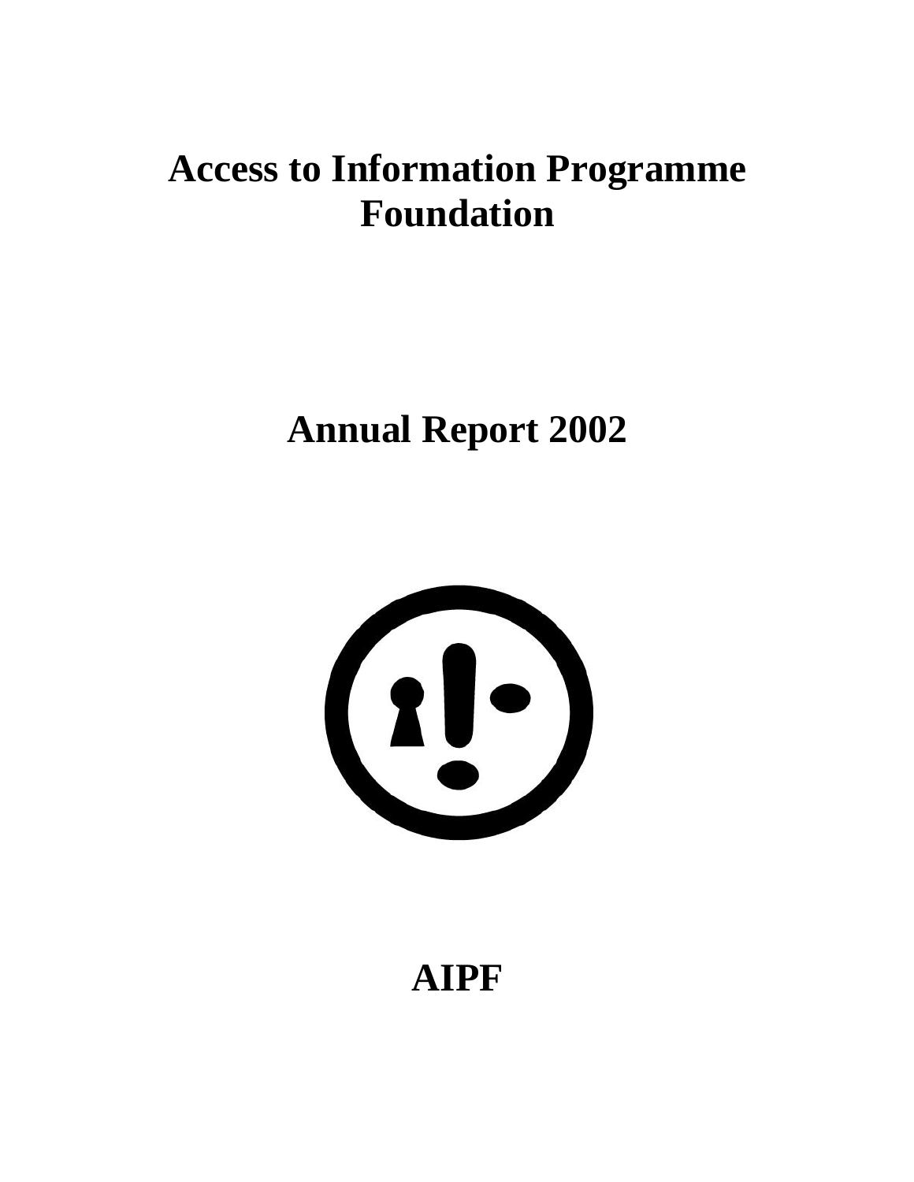# Access to Information Programme Foundation

# Annual Report 2002

# AIPF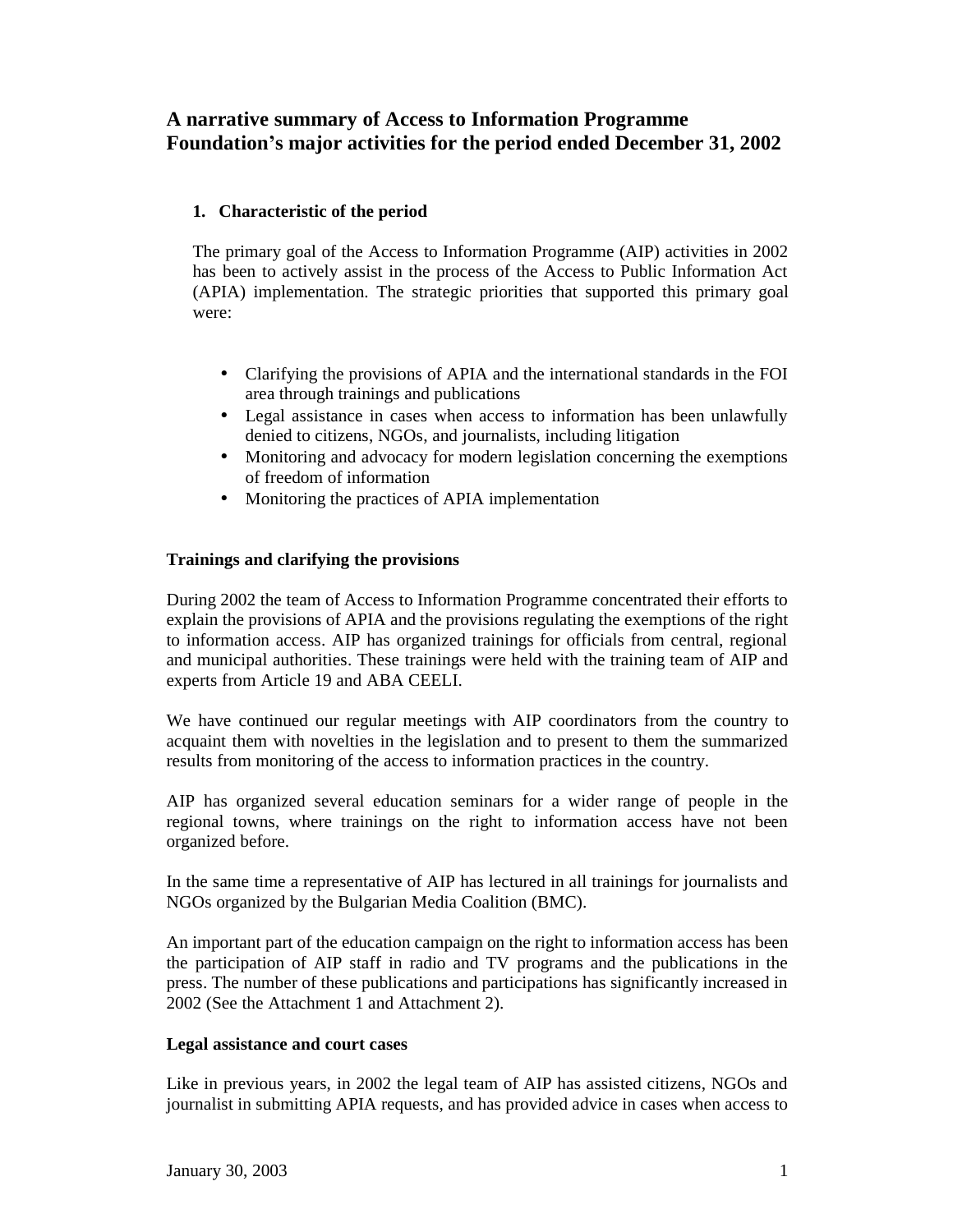# A narrative summary of Access to Information Programme Foundation's major activities for the period ended December 31, 2002

1. **Characteristic of the period**

The primary goal of the Access to Information Programme (AIP) activities in 2002 has been to actively assist in the process of the Access to Public Information Act (APIA) implementation. The strategic priorities that supported this primary goal were:

- Clarifying the provisions of APIA and the international standards in the FOI area through trainings and publications
- Legal assistance in cases when access to information has been unlawfully denied to citizens, NGOs, and journalists, including litigation
- Monitoring and advocacy for modern legislation concerning the exemptions of freedom of information
- Monitoring the practices of APIA implementation

**Trainings and clarifying the provisions**

During 2002 the team of Access to Information Programme concentrated their efforts to explain the provisions of APIA and the provisions regulating the exemptions of the right to information access. AIP has organized trainings for officials from central, regional and municipal authorities. These trainings were held with the training team of AIP and experts from Article 19 and ABA CEELI.

We have continued our regular meetings with AIP coordinators from the country to acquaint them with novelties in the legislation and to present to them the summarized results from monitoring of the access to information practices in the country.

AIP has organized several education seminars for a wider range of people in the regional towns, where trainings on the right to information access have not been organized before.

In the same time a representative of AIP has lectured in all trainings for journalists and NGOs organized by the Bulgarian Media Coalition (BMC).

An important part of the education campaign on the right to information access has been the participation of AIP staff in radio and TV programs and the publications in the press. The number of these publications and participations has significantly increased in 2002 (See the Attachment 1 and Attachment 2).

**Legal assistance and court cases**

Like in previous years, in 2002 the legal team of AIP has assisted citizens, NGOs and journalist in submitting APIA requests, and has provided advice in cases when access to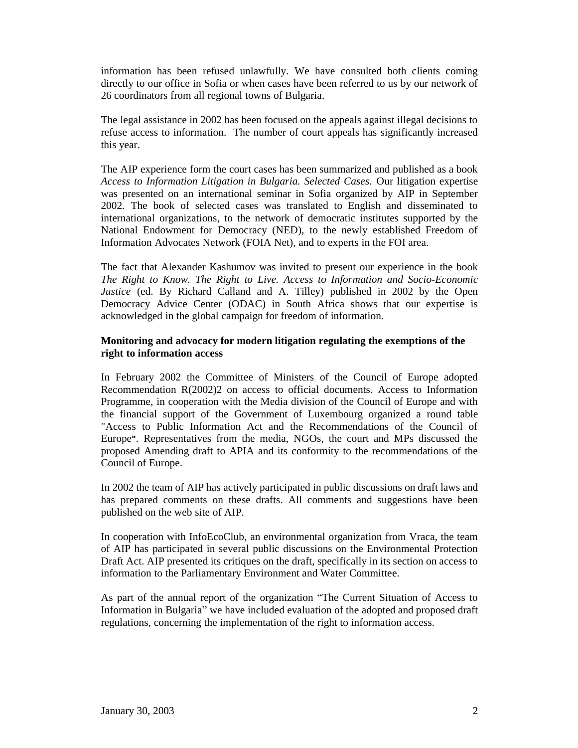information has been refused unlawfully. We have consulted both clients coming directly to our office in Sofia or when cases have been referred to us by our network of 26 coordinators from all regional towns of Bulgaria.

The legal assistance in 2002 has been focused on the appeals against illegal decisions to refuse access to information. The number of court appeals has significantly increased this year.

The AIP experience form the court cases has been summarized and published as a book *Access to Information Litigation in Bulgaria. Selected Cases*. Our litigation expertise was presented on an international seminar in Sofia organized by AIP in September 2002. The book of selected cases was translated to English and disseminated to international organizations, to the network of democratic institutes supported by the National Endowment for Democracy (NED), to the newly established Freedom of Information Advocates Network (FOIA Net), and to experts in the FOI area.

The fact that Alexander Kashumov was invited to present our experience in the book *The Right to Know. The Right to Live. Access to Information and Socio-Economic Justice* (ed. By Richard Calland and A. Tilley) published in 2002 by the Open Democracy Advice Center (ODAC) in South Africa shows that our expertise is acknowledged in the global campaign for freedom of information.

**Monitoring and advocacy for modern litigation regulating the exemptions of the right to information access**

In February 2002 the Committee of Ministers of the Council of Europe adopted Recommendation R(2002)2 on access to official documents. Access to Information Programme, in cooperation with the Media division of the Council of Europe and with the financial support of the Government of Luxembourg organized a round table "Access to Public Information Act and the Recommendations of the Council of Europe". Representatives from the media, NGOs, the court and MPs discussed the proposed Amending draft to APIA and its conformity to the recommendations of the Council of Europe.

In 2002 the team of AIP has actively participated in public discussions on draft laws and has prepared comments on these drafts. All comments and suggestions have been published on the web site of AIP.

In cooperation with InfoEcoClub, an environmental organization from Vraca, the team of AIP has participated in several public discussions on the Environmental Protection Draft Act. AIP presented its critiques on the draft, specifically in its section on access to information to the Parliamentary Environment and Water Committee.

As part of the annual report of the organization "The Current Situation of Access to Information in Bulgaria" we have included evaluation of the adopted and proposed draft regulations, concerning the implementation of the right to information access.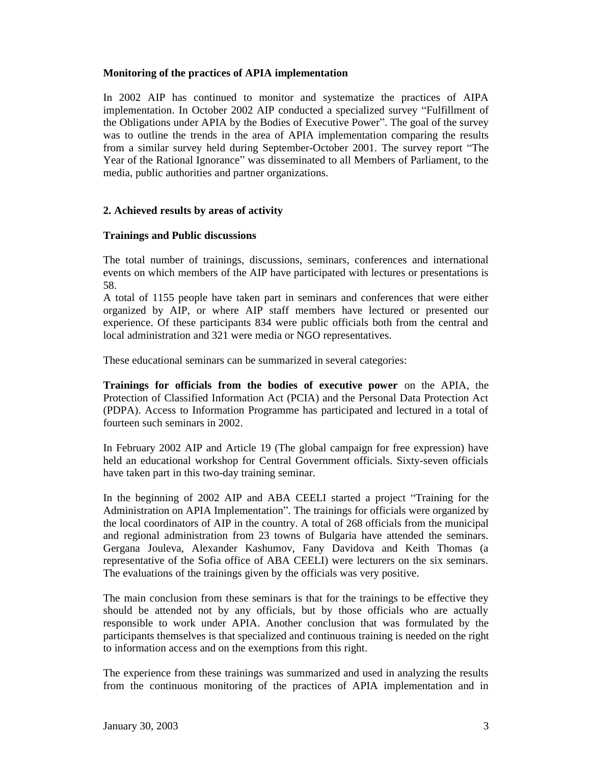**Monitoring of the practices of APIA implementation**

In 2002 AIP has continued to monitor and systematize the practices of AIPA implementation. In October 2002 AIP conducted a specialized survey “Fulfillment of the Obligations under APIA by the Bodies of Executive Power”. The goal of the survey was to outline the trends in the area of APIA implementation comparing the results from a similar survey held during September-October 2001. The survey report “The Year of the Rational Ignorance” was disseminated to all Members of Parliament, to the media, public authorities and partner organizations.

## 2. Achieved results by areas of activity

### Trainings and Public discussions

The total number of trainings, discussions, seminars, conferences and international events on which members of the AIP have participated with lectures or presentations is 58.
A total of 1155 people have taken part in seminars and conferences that were either organized by AIP, or where AIP staff members have lectured or presented our experience. Of these participants 834 were public officials both from the central and local administration and 321 were media or NGO representatives.

These educational seminars can be summarized in several categories:

**Trainings for officials from the bodies of executive power** on the APIA, the Protection of Classified Information Act (PCIA) and the Personal Data Protection Act (PDPA). Access to Information Programme has participated and lectured in a total of fourteen such seminars in 2002.

In February 2002 AIP and Article 19 (The global campaign for free expression) have held an educational workshop for Central Government officials. Sixty-seven officials have taken part in this two-day training seminar.

In the beginning of 2002 AIP and ABA CEELI started a project “Training for the Administration on APIA Implementation”. The trainings for officials were organized by the local coordinators of AIP in the country. A total of 268 officials from the municipal and regional administration from 23 towns of Bulgaria have attended the seminars. Gergana Jouleva, Alexander Kashumov, Fany Davidova and Keith Thomas (a representative of the Sofia office of ABA CEELI) were lecturers on the six seminars. The evaluations of the trainings given by the officials was very positive.

The main conclusion from these seminars is that for the trainings to be effective they should be attended not by any officials, but by those officials who are actually responsible to work under APIA. Another conclusion that was formulated by the participants themselves is that specialized and continuous training is needed on the right to information access and on the exemptions from this right.

The experience from these trainings was summarized and used in analyzing the results from the continuous monitoring of the practices of APIA implementation and in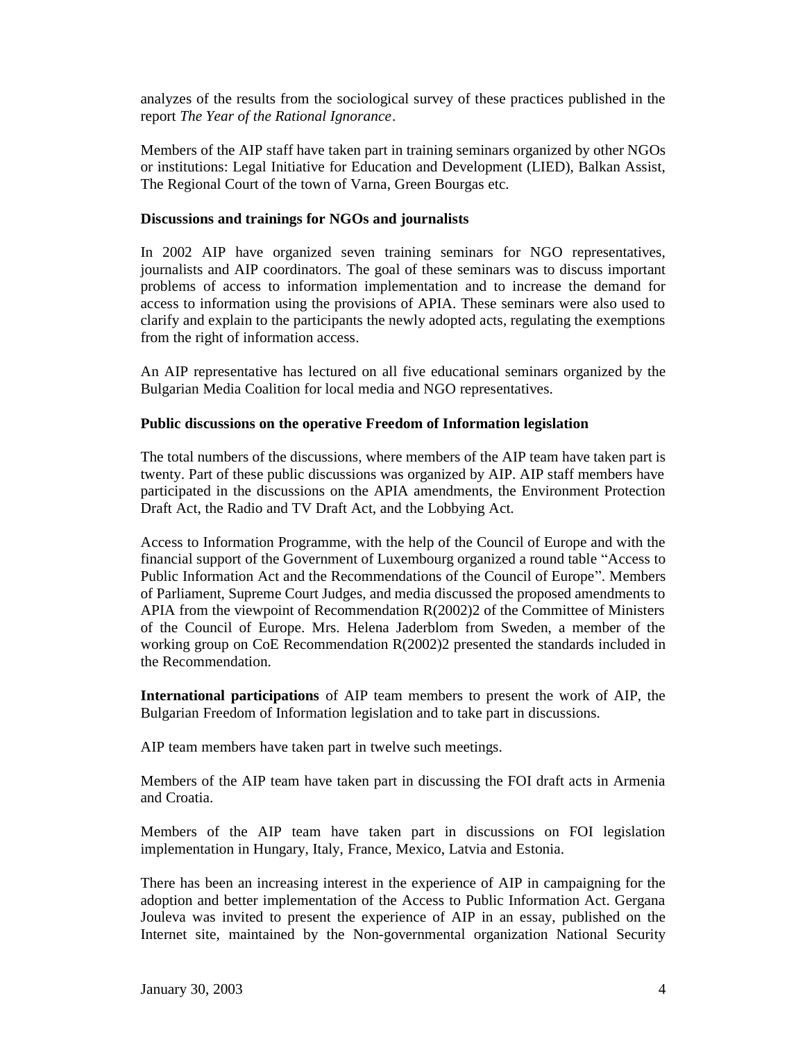analyzes of the results from the sociological survey of these practices published in the report *The Year of the Rational Ignorance*.

Members of the AIP staff have taken part in training seminars organized by other NGOs or institutions: Legal Initiative for Education and Development (LIED), Balkan Assist, The Regional Court of the town of Varna, Green Bourgas etc.

**Discussions and trainings for NGOs and journalists**

In 2002 AIP have organized seven training seminars for NGO representatives, journalists and AIP coordinators. The goal of these seminars was to discuss important problems of access to information implementation and to increase the demand for access to information using the provisions of APIA. These seminars were also used to clarify and explain to the participants the newly adopted acts, regulating the exemptions from the right of information access.

An AIP representative has lectured on all five educational seminars organized by the Bulgarian Media Coalition for local media and NGO representatives.

**Public discussions on the operative Freedom of Information legislation**

The total numbers of the discussions, where members of the AIP team have taken part is twenty. Part of these public discussions was organized by AIP. AIP staff members have participated in the discussions on the APIA amendments, the Environment Protection Draft Act, the Radio and TV Draft Act, and the Lobbying Act.

Access to Information Programme, with the help of the Council of Europe and with the financial support of the Government of Luxembourg organized a round table "Access to Public Information Act and the Recommendations of the Council of Europe". Members of Parliament, Supreme Court Judges, and media discussed the proposed amendments to APIA from the viewpoint of Recommendation R(2002)2 of the Committee of Ministers of the Council of Europe. Mrs. Helena Jaderblom from Sweden, a member of the working group on CoE Recommendation R(2002)2 presented the standards included in the Recommendation.

**International participations** of AIP team members to present the work of AIP, the Bulgarian Freedom of Information legislation and to take part in discussions.

AIP team members have taken part in twelve such meetings.

Members of the AIP team have taken part in discussing the FOI draft acts in Armenia and Croatia.

Members of the AIP team have taken part in discussions on FOI legislation implementation in Hungary, Italy, France, Mexico, Latvia and Estonia.

There has been an increasing interest in the experience of AIP in campaigning for the adoption and better implementation of the Access to Public Information Act. Gergana Jouleva was invited to present the experience of AIP in an essay, published on the Internet site, maintained by the Non-governmental organization National Security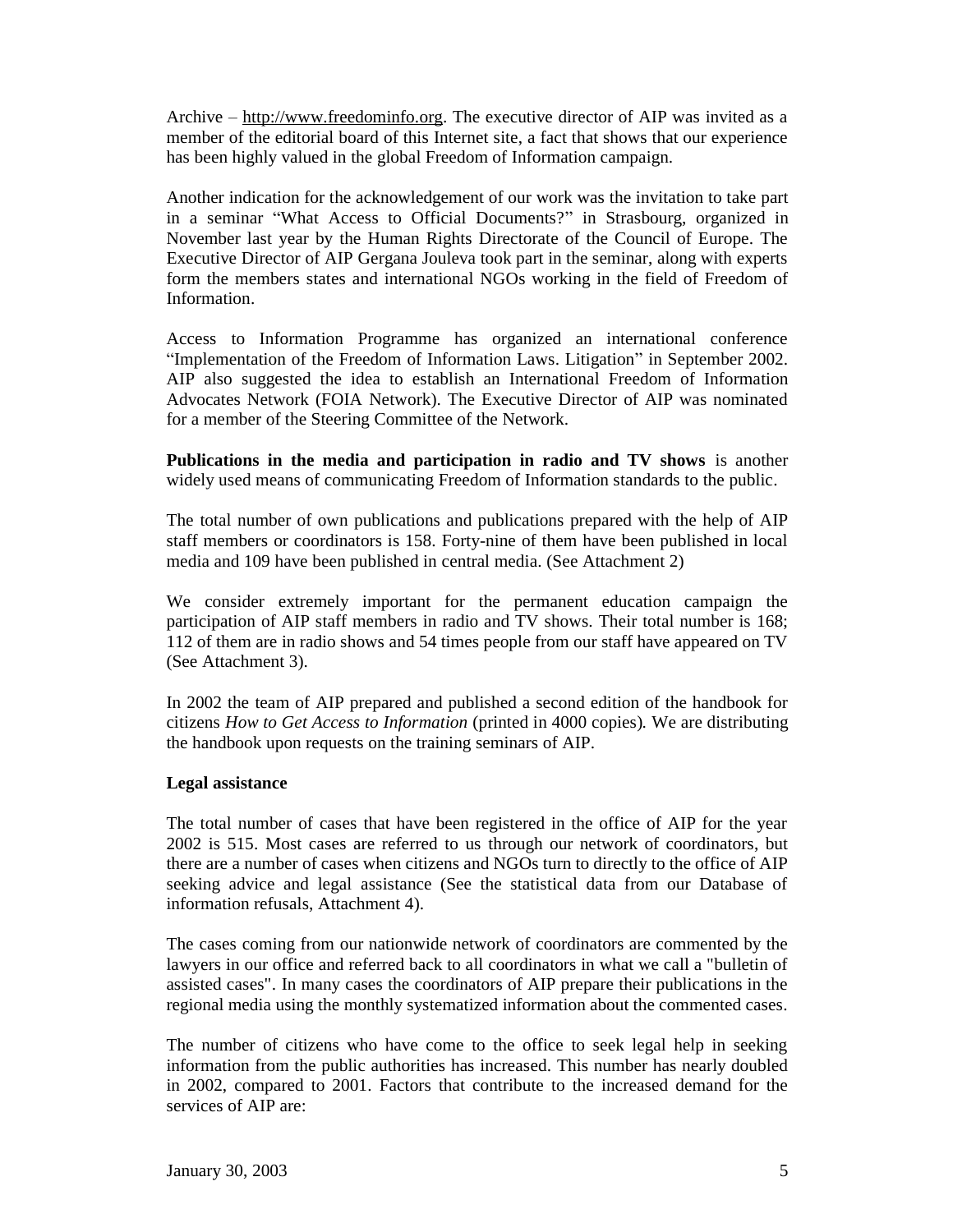Archive – http://www.freedominfo.org. The executive director of AIP was invited as a member of the editorial board of this Internet site, a fact that shows that our experience has been highly valued in the global Freedom of Information campaign.

Another indication for the acknowledgement of our work was the invitation to take part in a seminar "What Access to Official Documents?" in Strasbourg, organized in November last year by the Human Rights Directorate of the Council of Europe. The Executive Director of AIP Gergana Jouleva took part in the seminar, along with experts form the members states and international NGOs working in the field of Freedom of Information.

Access to Information Programme has organized an international conference "Implementation of the Freedom of Information Laws. Litigation" in September 2002. AIP also suggested the idea to establish an International Freedom of Information Advocates Network (FOIA Network). The Executive Director of AIP was nominated for a member of the Steering Committee of the Network.

**Publications in the media and participation in radio and TV shows** is another widely used means of communicating Freedom of Information standards to the public.

The total number of own publications and publications prepared with the help of AIP staff members or coordinators is 158. Forty-nine of them have been published in local media and 109 have been published in central media. (See Attachment 2)

We consider extremely important for the permanent education campaign the participation of AIP staff members in radio and TV shows. Their total number is 168; 112 of them are in radio shows and 54 times people from our staff have appeared on TV (See Attachment 3).

In 2002 the team of AIP prepared and published a second edition of the handbook for citizens *How to Get Access to Information* (printed in 4000 copies)*.* We are distributing the handbook upon requests on the training seminars of AIP.

**Legal assistance**

The total number of cases that have been registered in the office of AIP for the year 2002 is 515. Most cases are referred to us through our network of coordinators, but there are a number of cases when citizens and NGOs turn to directly to the office of AIP seeking advice and legal assistance (See the statistical data from our Database of information refusals, Attachment 4).

The cases coming from our nationwide network of coordinators are commented by the lawyers in our office and referred back to all coordinators in what we call a "bulletin of assisted cases". In many cases the coordinators of AIP prepare their publications in the regional media using the monthly systematized information about the commented cases.

The number of citizens who have come to the office to seek legal help in seeking information from the public authorities has increased. This number has nearly doubled in 2002, compared to 2001. Factors that contribute to the increased demand for the services of AIP are: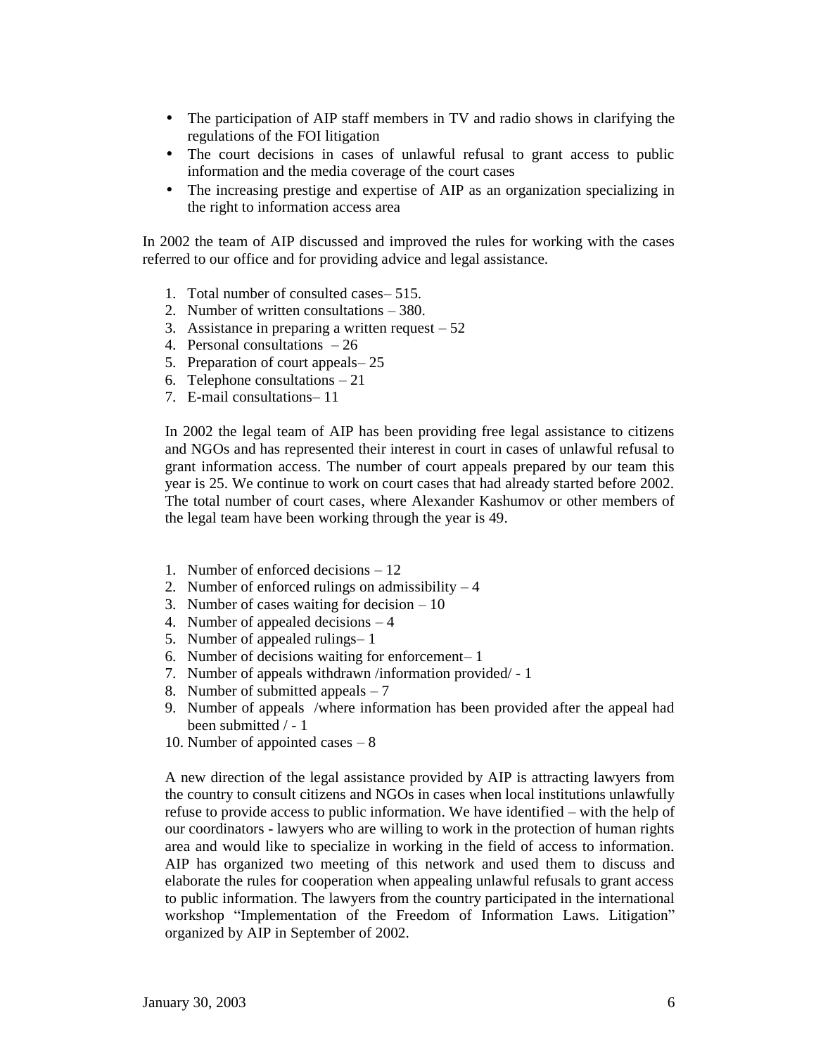- The participation of AIP staff members in TV and radio shows in clarifying the regulations of the FOI litigation
- The court decisions in cases of unlawful refusal to grant access to public information and the media coverage of the court cases
- The increasing prestige and expertise of AIP as an organization specializing in the right to information access area

In 2002 the team of AIP discussed and improved the rules for working with the cases referred to our office and for providing advice and legal assistance.

1. Total number of consulted cases– 515.
2. Number of written consultations – 380.
3. Assistance in preparing a written request – 52
4. Personal consultations – 26
5. Preparation of court appeals– 25
6. Telephone consultations – 21
7. E-mail consultations– 11

In 2002 the legal team of AIP has been providing free legal assistance to citizens and NGOs and has represented their interest in court in cases of unlawful refusal to grant information access. The number of court appeals prepared by our team this year is 25. We continue to work on court cases that had already started before 2002. The total number of court cases, where Alexander Kashumov or other members of the legal team have been working through the year is 49.

1. Number of enforced decisions – 12
2. Number of enforced rulings on admissibility – 4
3. Number of cases waiting for decision – 10
4. Number of appealed decisions – 4
5. Number of appealed rulings– 1
6. Number of decisions waiting for enforcement– 1
7. Number of appeals withdrawn /information provided/ - 1
8. Number of submitted appeals – 7
9. Number of appeals /where information has been provided after the appeal had been submitted / - 1
10. Number of appointed cases – 8

A new direction of the legal assistance provided by AIP is attracting lawyers from the country to consult citizens and NGOs in cases when local institutions unlawfully refuse to provide access to public information. We have identified – with the help of our coordinators - lawyers who are willing to work in the protection of human rights area and would like to specialize in working in the field of access to information. AIP has organized two meeting of this network and used them to discuss and elaborate the rules for cooperation when appealing unlawful refusals to grant access to public information. The lawyers from the country participated in the international workshop "Implementation of the Freedom of Information Laws. Litigation" organized by AIP in September of 2002.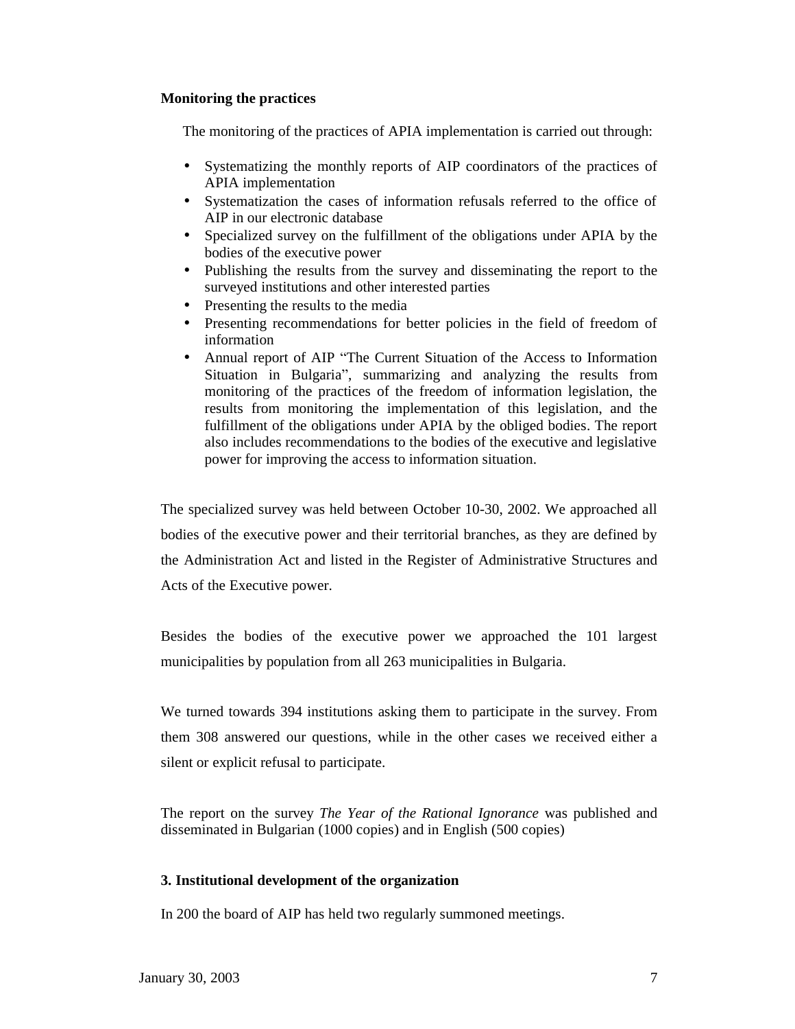**Monitoring the practices**

The monitoring of the practices of APIA implementation is carried out through:

- Systematizing the monthly reports of AIP coordinators of the practices of APIA implementation
- Systematization the cases of information refusals referred to the office of AIP in our electronic database
- Specialized survey on the fulfillment of the obligations under APIA by the bodies of the executive power
- Publishing the results from the survey and disseminating the report to the surveyed institutions and other interested parties
- Presenting the results to the media
- Presenting recommendations for better policies in the field of freedom of information
- Annual report of AIP "The Current Situation of the Access to Information Situation in Bulgaria", summarizing and analyzing the results from monitoring of the practices of the freedom of information legislation, the results from monitoring the implementation of this legislation, and the fulfillment of the obligations under APIA by the obliged bodies. The report also includes recommendations to the bodies of the executive and legislative power for improving the access to information situation.

The specialized survey was held between October 10-30, 2002. We approached all bodies of the executive power and their territorial branches, as they are defined by the Administration Act and listed in the Register of Administrative Structures and Acts of the Executive power.

Besides the bodies of the executive power we approached the 101 largest municipalities by population from all 263 municipalities in Bulgaria.

We turned towards 394 institutions asking them to participate in the survey. From them 308 answered our questions, while in the other cases we received either a silent or explicit refusal to participate.

The report on the survey *The Year of the Rational Ignorance* was published and disseminated in Bulgarian (1000 copies) and in English (500 copies)

**3. Institutional development of the organization**

In 200 the board of AIP has held two regularly summoned meetings.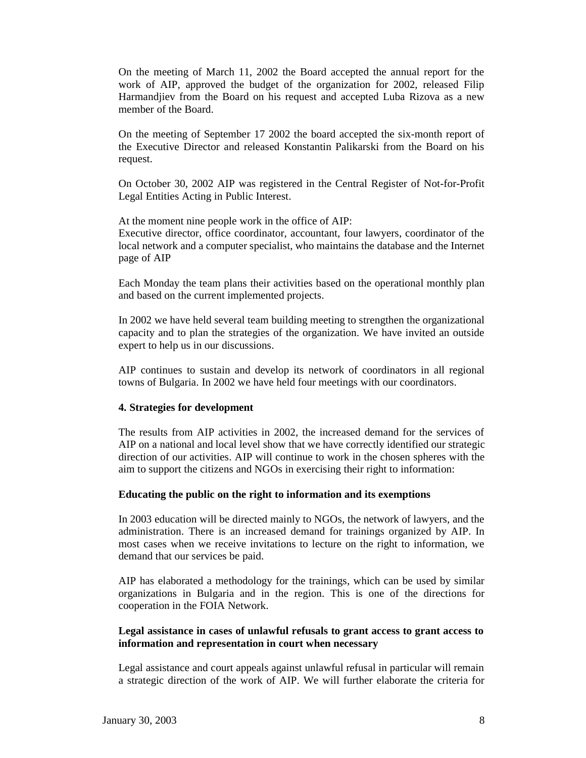On the meeting of March 11, 2002 the Board accepted the annual report for the work of AIP, approved the budget of the organization for 2002, released Filip Harmandjiev from the Board on his request and accepted Luba Rizova as a new member of the Board.

On the meeting of September 17 2002 the board accepted the six-month report of the Executive Director and released Konstantin Palikarski from the Board on his request.

On October 30, 2002 AIP was registered in the Central Register of Not-for-Profit Legal Entities Acting in Public Interest.

At the moment nine people work in the office of AIP:
Executive director, office coordinator, accountant, four lawyers, coordinator of the local network and a computer specialist, who maintains the database and the Internet page of AIP

Each Monday the team plans their activities based on the operational monthly plan and based on the current implemented projects.

In 2002 we have held several team building meeting to strengthen the organizational capacity and to plan the strategies of the organization. We have invited an outside expert to help us in our discussions.

AIP continues to sustain and develop its network of coordinators in all regional towns of Bulgaria. In 2002 we have held four meetings with our coordinators.

**4. Strategies for development**

The results from AIP activities in 2002, the increased demand for the services of AIP on a national and local level show that we have correctly identified our strategic direction of our activities. AIP will continue to work in the chosen spheres with the aim to support the citizens and NGOs in exercising their right to information:

**Educating the public on the right to information and its exemptions**

In 2003 education will be directed mainly to NGOs, the network of lawyers, and the administration. There is an increased demand for trainings organized by AIP. In most cases when we receive invitations to lecture on the right to information, we demand that our services be paid.

AIP has elaborated a methodology for the trainings, which can be used by similar organizations in Bulgaria and in the region. This is one of the directions for cooperation in the FOIA Network.

**Legal assistance in cases of unlawful refusals to grant access to grant access to information and representation in court when necessary**

Legal assistance and court appeals against unlawful refusal in particular will remain a strategic direction of the work of AIP. We will further elaborate the criteria for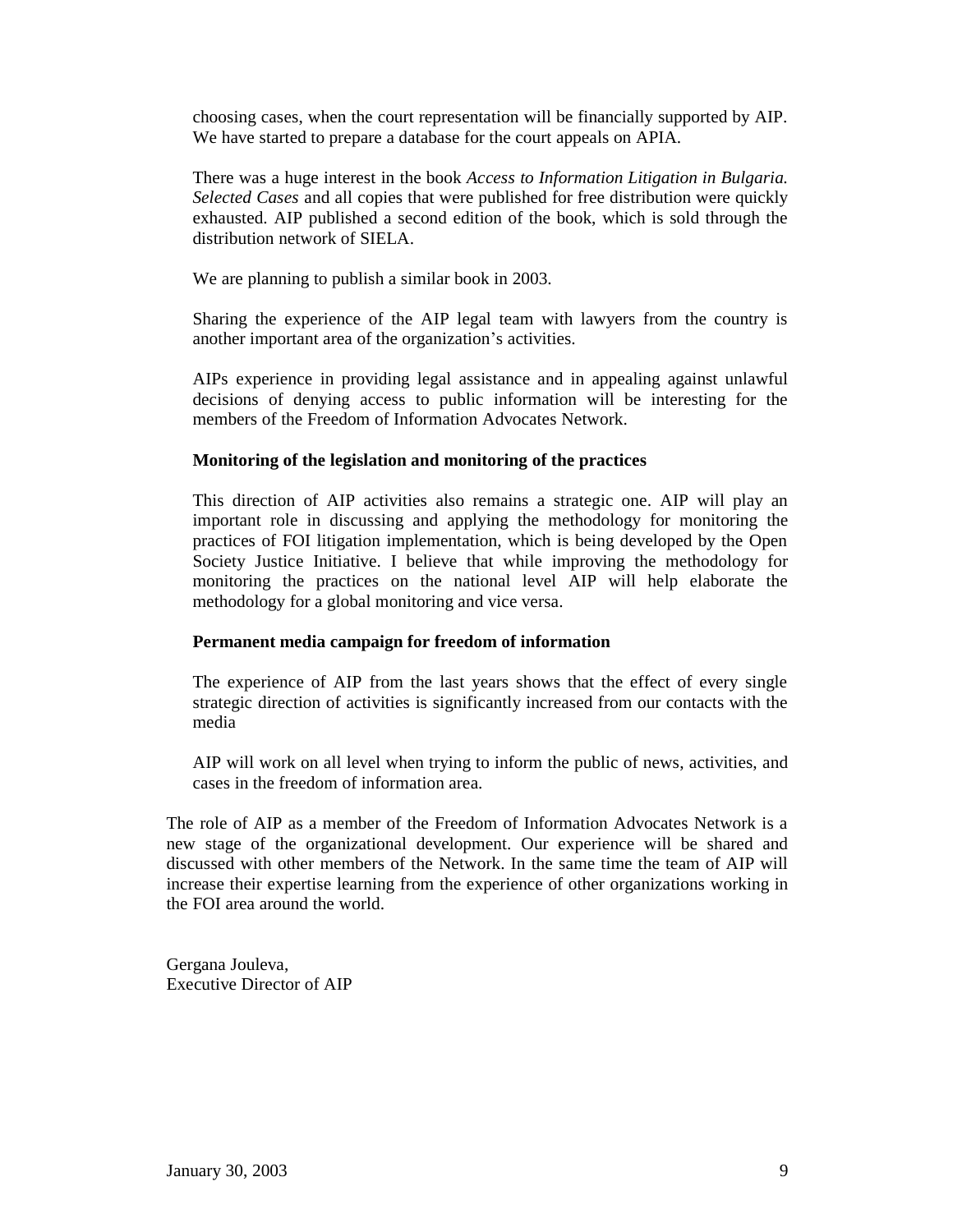choosing cases, when the court representation will be financially supported by AIP. We have started to prepare a database for the court appeals on APIA.

There was a huge interest in the book *Access to Information Litigation in Bulgaria. Selected Cases* and all copies that were published for free distribution were quickly exhausted. AIP published a second edition of the book, which is sold through the distribution network of SIELA.

We are planning to publish a similar book in 2003.

Sharing the experience of the AIP legal team with lawyers from the country is another important area of the organization's activities.

AIPs experience in providing legal assistance and in appealing against unlawful decisions of denying access to public information will be interesting for the members of the Freedom of Information Advocates Network.

**Monitoring of the legislation and monitoring of the practices**

This direction of AIP activities also remains a strategic one. AIP will play an important role in discussing and applying the methodology for monitoring the practices of FOI litigation implementation, which is being developed by the Open Society Justice Initiative. I believe that while improving the methodology for monitoring the practices on the national level AIP will help elaborate the methodology for a global monitoring and vice versa.

**Permanent media campaign for freedom of information**

The experience of AIP from the last years shows that the effect of every single strategic direction of activities is significantly increased from our contacts with the media

AIP will work on all level when trying to inform the public of news, activities, and cases in the freedom of information area.

The role of AIP as a member of the Freedom of Information Advocates Network is a new stage of the organizational development. Our experience will be shared and discussed with other members of the Network. In the same time the team of AIP will increase their expertise learning from the experience of other organizations working in the FOI area around the world.

Gergana Jouleva,
Executive Director of AIP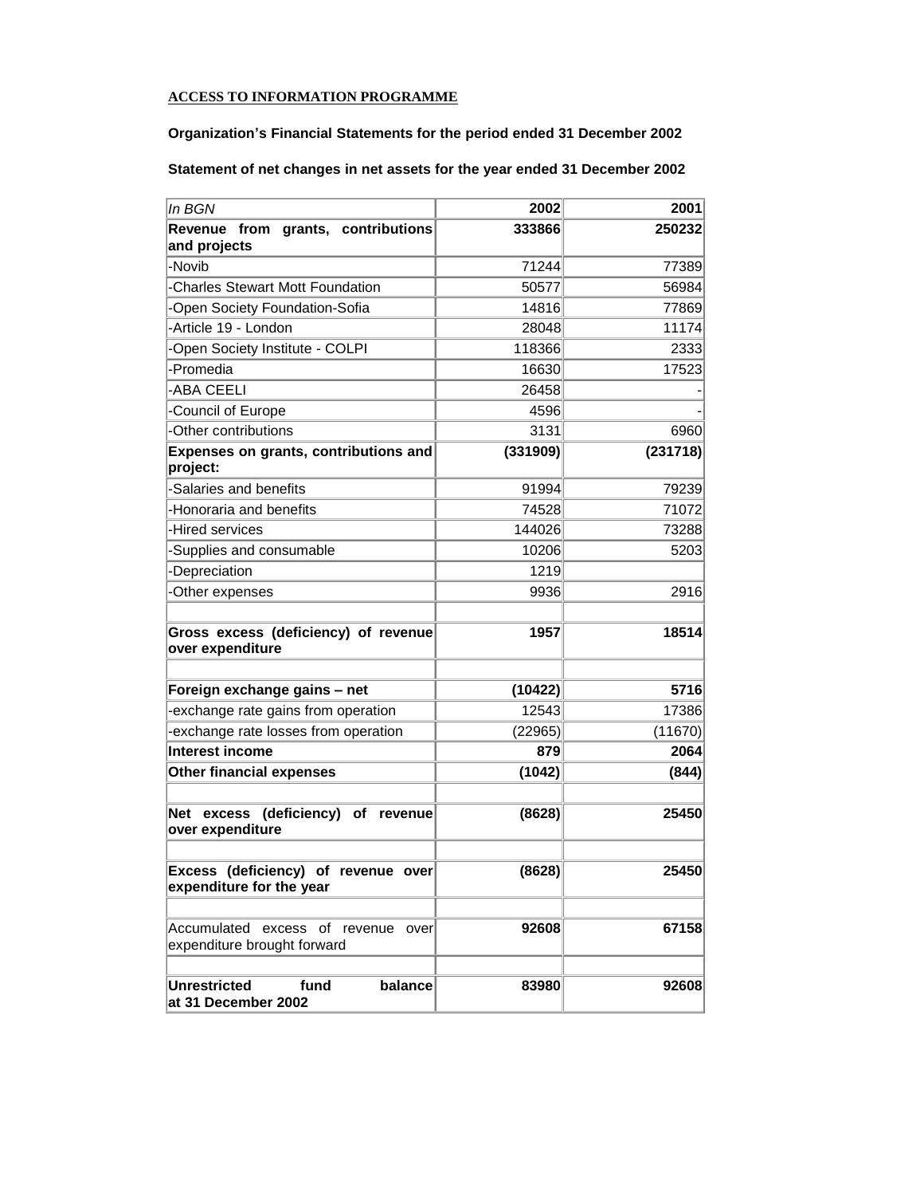**ACCESS TO INFORMATION PROGRAMME**

**Organization's Financial Statements for the period ended 31 December 2002**

**Statement of net changes in net assets for the year ended 31 December 2002**

| *In BGN* | 2002 | 2001 |
|---|---|---|
| **Revenue from grants, contributions and projects** | **333866** | **250232** |
| -Novib | 71244 | 77389 |
| -Charles Stewart Mott Foundation | 50577 | 56984 |
| -Open Society Foundation-Sofia | 14816 | 77869 |
| -Article 19 - London | 28048 | 11174 |
| -Open Society Institute - COLPI | 118366 | 2333 |
| -Promedia | 16630 | 17523 |
| -ABA CEELI | 26458 | - |
| -Council of Europe | 4596 | - |
| -Other contributions | 3131 | 6960 |
| **Expenses on grants, contributions and project:** | **(331909)** | **(231718)** |
| -Salaries and benefits | 91994 | 79239 |
| -Honoraria and benefits | 74528 | 71072 |
| -Hired services | 144026 | 73288 |
| -Supplies and consumable | 10206 | 5203 |
| -Depreciation | 1219 | |
| -Other expenses | 9936 | 2916 |
| | | |
| **Gross excess (deficiency) of revenue over expenditure** | **1957** | **18514** |
| | | |
| **Foreign exchange gains – net** | **(10422)** | **5716** |
| -exchange rate gains from operation | 12543 | 17386 |
| -exchange rate losses from operation | (22965) | (11670) |
| **Interest income** | **879** | **2064** |
| **Other financial expenses** | **(1042)** | **(844)** |
| | | |
| **Net excess (deficiency) of revenue over expenditure** | **(8628)** | **25450** |
| | | |
| **Excess (deficiency) of revenue over expenditure for the year** | **(8628)** | **25450** |
| | | |
| Accumulated excess of revenue over expenditure brought forward | **92608** | **67158** |
| | | |
| **Unrestricted fund balance at 31 December 2002** | **83980** | **92608** |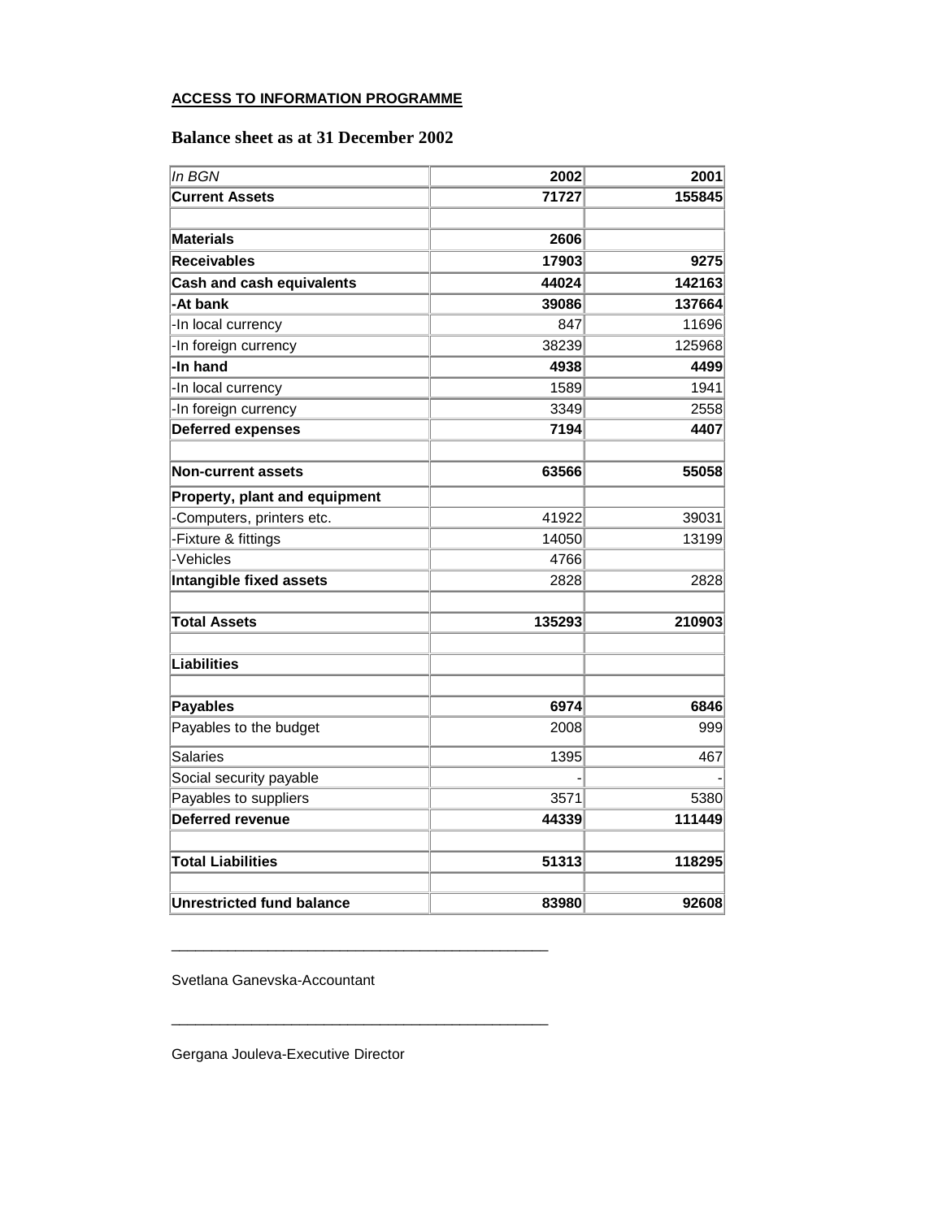**ACCESS TO INFORMATION PROGRAMME**

## Balance sheet as at 31 December 2002

| *In BGN* | **2002** | **2001** |
|---|---|---|
| **Current Assets** | **71727** | **155845** |
| | | |
| **Materials** | **2606** | |
| **Receivables** | **17903** | **9275** |
| **Cash and cash equivalents** | **44024** | **142163** |
| **-At bank** | **39086** | **137664** |
| -In local currency | 847 | 11696 |
| -In foreign currency | 38239 | 125968 |
| **-In hand** | **4938** | **4499** |
| -In local currency | 1589 | 1941 |
| -In foreign currency | 3349 | 2558 |
| **Deferred expenses** | **7194** | **4407** |
| | | |
| **Non-current assets** | **63566** | **55058** |
| **Property, plant and equipment** | | |
| -Computers, printers etc. | 41922 | 39031 |
| -Fixture & fittings | 14050 | 13199 |
| -Vehicles | 4766 | |
| **Intangible fixed assets** | 2828 | 2828 |
| | | |
| **Total Assets** | **135293** | **210903** |
| | | |
| **Liabilities** | | |
| | | |
| **Payables** | **6974** | **6846** |
| Payables to the budget | 2008 | 999 |
| Salaries | 1395 | 467 |
| Social security payable | - | - |
| Payables to suppliers | 3571 | 5380 |
| **Deferred revenue** | **44339** | **111449** |
| | | |
| **Total Liabilities** | **51313** | **118295** |
| | | |
| **Unrestricted fund balance** | **83980** | **92608** |

______________________________________________

Svetlana Ganevska-Accountant

______________________________________________

Gergana Jouleva-Executive Director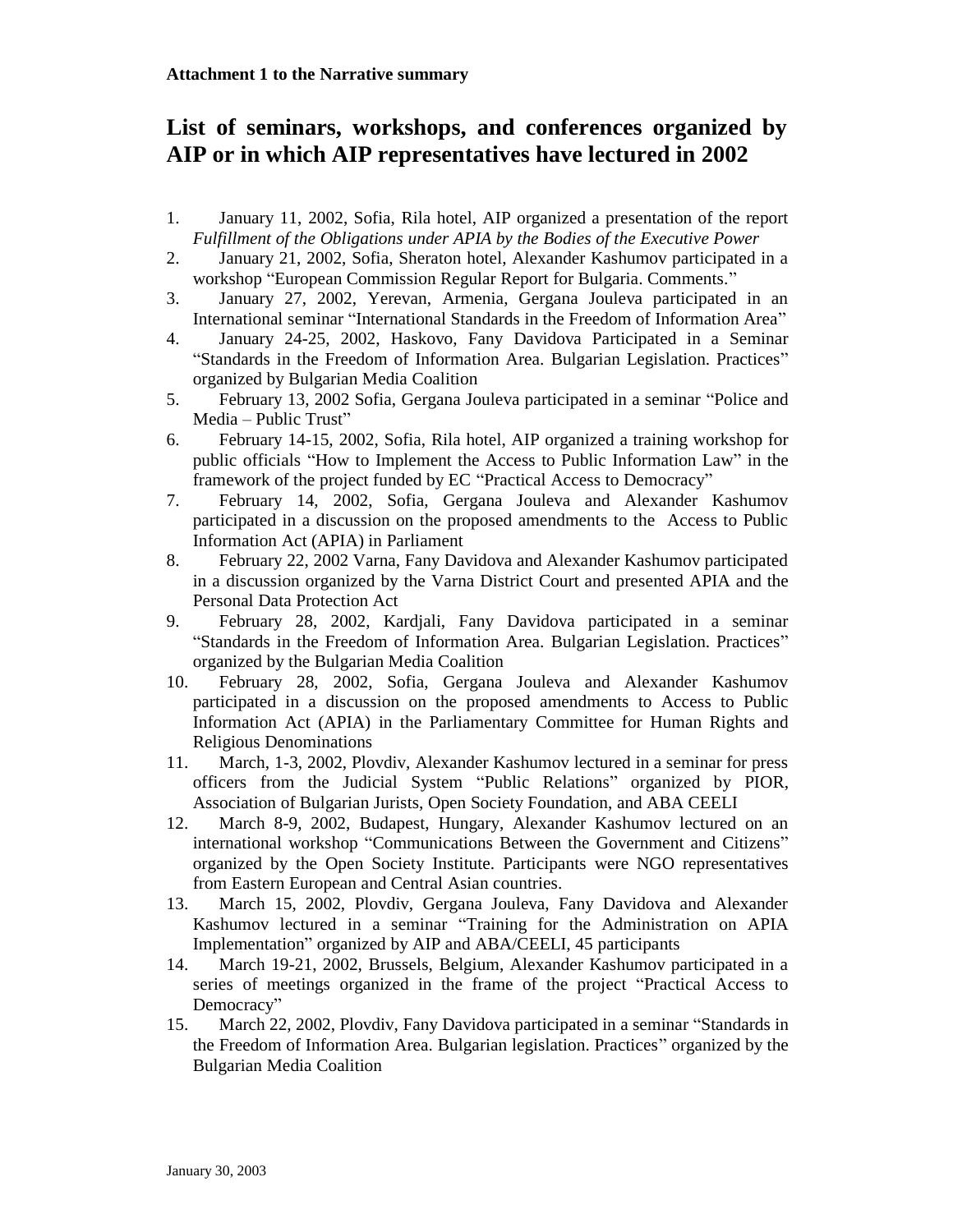**Attachment 1 to the Narrative summary**

# List of seminars, workshops, and conferences organized by AIP or in which AIP representatives have lectured in 2002

1. January 11, 2002, Sofia, Rila hotel, AIP organized a presentation of the report *Fulfillment of the Obligations under APIA by the Bodies of the Executive Power*
2. January 21, 2002, Sofia, Sheraton hotel, Alexander Kashumov participated in a workshop "European Commission Regular Report for Bulgaria. Comments."
3. January 27, 2002, Yerevan, Armenia, Gergana Jouleva participated in an International seminar "International Standards in the Freedom of Information Area"
4. January 24-25, 2002, Haskovo, Fany Davidova Participated in a Seminar "Standards in the Freedom of Information Area. Bulgarian Legislation. Practices" organized by Bulgarian Media Coalition
5. February 13, 2002 Sofia, Gergana Jouleva participated in a seminar "Police and Media – Public Trust"
6. February 14-15, 2002, Sofia, Rila hotel, AIP organized a training workshop for public officials "How to Implement the Access to Public Information Law" in the framework of the project funded by EC "Practical Access to Democracy"
7. February 14, 2002, Sofia, Gergana Jouleva and Alexander Kashumov participated in a discussion on the proposed amendments to the Access to Public Information Act (APIA) in Parliament
8. February 22, 2002 Varna, Fany Davidova and Alexander Kashumov participated in a discussion organized by the Varna District Court and presented APIA and the Personal Data Protection Act
9. February 28, 2002, Kardjali, Fany Davidova participated in a seminar "Standards in the Freedom of Information Area. Bulgarian Legislation. Practices" organized by the Bulgarian Media Coalition
10. February 28, 2002, Sofia, Gergana Jouleva and Alexander Kashumov participated in a discussion on the proposed amendments to Access to Public Information Act (APIA) in the Parliamentary Committee for Human Rights and Religious Denominations
11. March, 1-3, 2002, Plovdiv, Alexander Kashumov lectured in a seminar for press officers from the Judicial System "Public Relations" organized by PIOR, Association of Bulgarian Jurists, Open Society Foundation, and ABA CEELI
12. March 8-9, 2002, Budapest, Hungary, Alexander Kashumov lectured on an international workshop "Communications Between the Government and Citizens" organized by the Open Society Institute. Participants were NGO representatives from Eastern European and Central Asian countries.
13. March 15, 2002, Plovdiv, Gergana Jouleva, Fany Davidova and Alexander Kashumov lectured in a seminar "Training for the Administration on APIA Implementation" organized by AIP and ABA/CEELI, 45 participants
14. March 19-21, 2002, Brussels, Belgium, Alexander Kashumov participated in a series of meetings organized in the frame of the project "Practical Access to Democracy"
15. March 22, 2002, Plovdiv, Fany Davidova participated in a seminar "Standards in the Freedom of Information Area. Bulgarian legislation. Practices" organized by the Bulgarian Media Coalition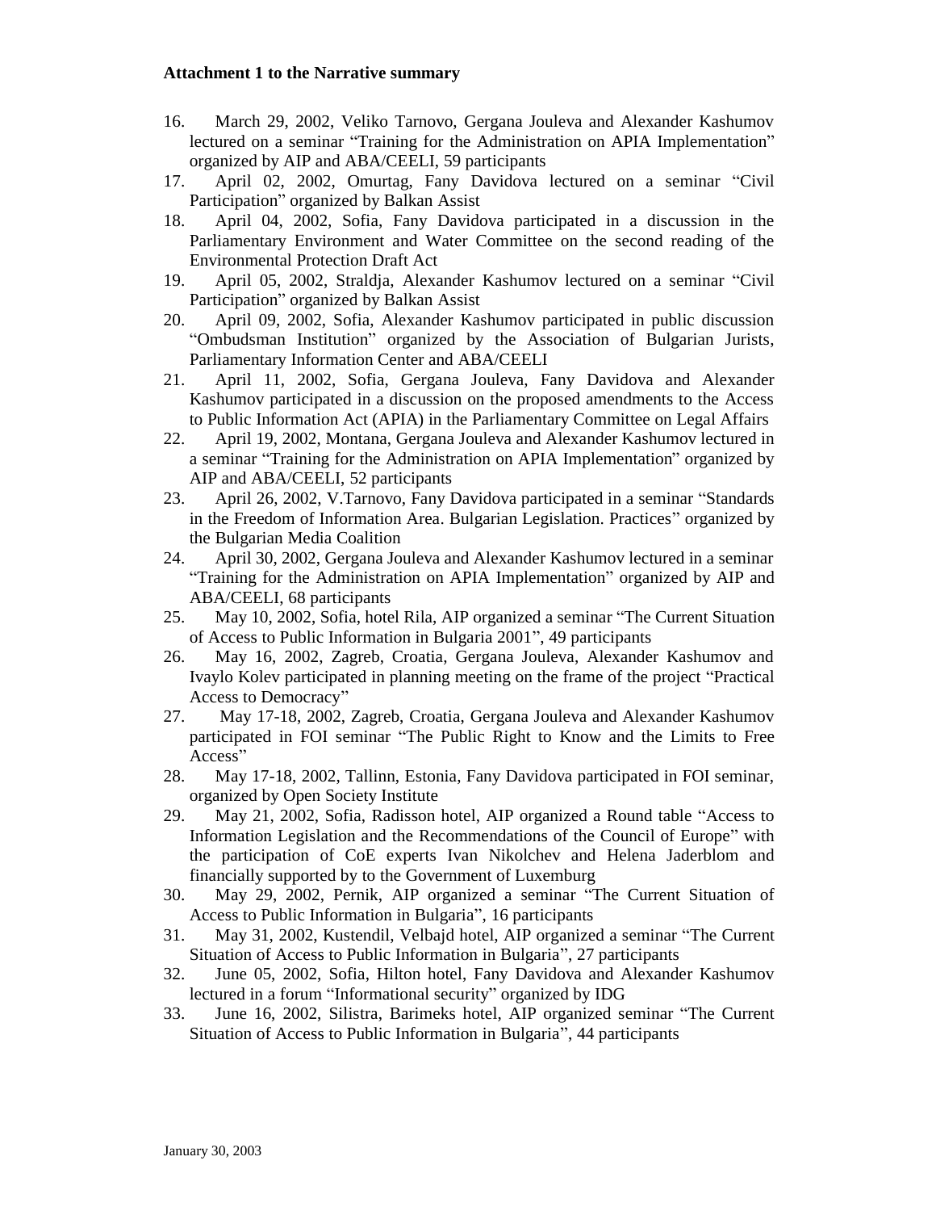**Attachment 1 to the Narrative summary**

16. March 29, 2002, Veliko Tarnovo, Gergana Jouleva and Alexander Kashumov lectured on a seminar "Training for the Administration on APIA Implementation" organized by AIP and ABA/CEELI, 59 participants
17. April 02, 2002, Omurtag, Fany Davidova lectured on a seminar "Civil Participation" organized by Balkan Assist
18. April 04, 2002, Sofia, Fany Davidova participated in a discussion in the Parliamentary Environment and Water Committee on the second reading of the Environmental Protection Draft Act
19. April 05, 2002, Straldja, Alexander Kashumov lectured on a seminar "Civil Participation" organized by Balkan Assist
20. April 09, 2002, Sofia, Alexander Kashumov participated in public discussion "Ombudsman Institution" organized by the Association of Bulgarian Jurists, Parliamentary Information Center and ABA/CEELI
21. April 11, 2002, Sofia, Gergana Jouleva, Fany Davidova and Alexander Kashumov participated in a discussion on the proposed amendments to the Access to Public Information Act (APIA) in the Parliamentary Committee on Legal Affairs
22. April 19, 2002, Montana, Gergana Jouleva and Alexander Kashumov lectured in a seminar "Training for the Administration on APIA Implementation" organized by AIP and ABA/CEELI, 52 participants
23. April 26, 2002, V.Tarnovo, Fany Davidova participated in a seminar "Standards in the Freedom of Information Area. Bulgarian Legislation. Practices" organized by the Bulgarian Media Coalition
24. April 30, 2002, Gergana Jouleva and Alexander Kashumov lectured in a seminar "Training for the Administration on APIA Implementation" organized by AIP and ABA/CEELI, 68 participants
25. May 10, 2002, Sofia, hotel Rila, AIP organized a seminar "The Current Situation of Access to Public Information in Bulgaria 2001", 49 participants
26. May 16, 2002, Zagreb, Croatia, Gergana Jouleva, Alexander Kashumov and Ivaylo Kolev participated in planning meeting on the frame of the project "Practical Access to Democracy"
27. May 17-18, 2002, Zagreb, Croatia, Gergana Jouleva and Alexander Kashumov participated in FOI seminar "The Public Right to Know and the Limits to Free Access"
28. May 17-18, 2002, Tallinn, Estonia, Fany Davidova participated in FOI seminar, organized by Open Society Institute
29. May 21, 2002, Sofia, Radisson hotel, AIP organized a Round table "Access to Information Legislation and the Recommendations of the Council of Europe" with the participation of CoE experts Ivan Nikolchev and Helena Jaderblom and financially supported by to the Government of Luxemburg
30. May 29, 2002, Pernik, AIP organized a seminar "The Current Situation of Access to Public Information in Bulgaria", 16 participants
31. May 31, 2002, Kustendil, Velbajd hotel, AIP organized a seminar "The Current Situation of Access to Public Information in Bulgaria", 27 participants
32. June 05, 2002, Sofia, Hilton hotel, Fany Davidova and Alexander Kashumov lectured in a forum "Informational security" organized by IDG
33. June 16, 2002, Silistra, Barimeks hotel, AIP organized seminar "The Current Situation of Access to Public Information in Bulgaria", 44 participants

January 30, 2003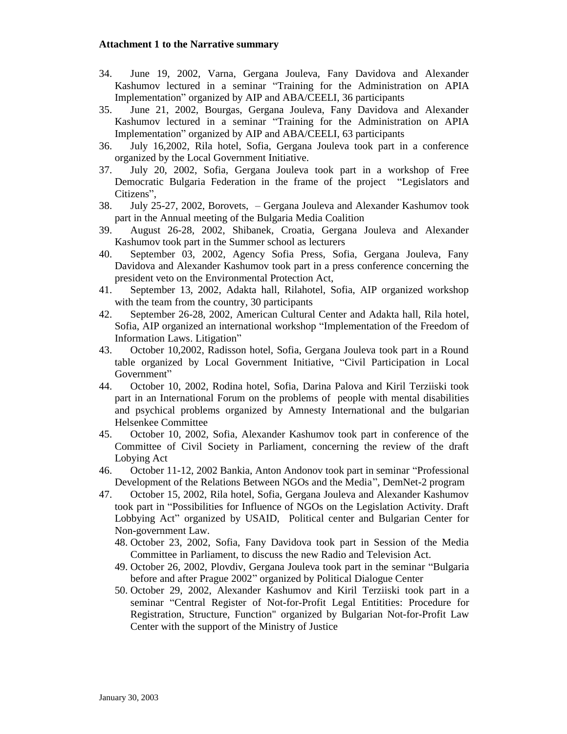**Attachment 1 to the Narrative summary**

34. June 19, 2002, Varna, Gergana Jouleva, Fany Davidova and Alexander Kashumov lectured in a seminar “Training for the Administration on APIA Implementation” organized by AIP and ABA/CEELI, 36 participants
35. June 21, 2002, Bourgas, Gergana Jouleva, Fany Davidova and Alexander Kashumov lectured in a seminar “Training for the Administration on APIA Implementation” organized by AIP and ABA/CEELI, 63 participants
36. July 16,2002, Rila hotel, Sofia, Gergana Jouleva took part in a conference organized by the Local Government Initiative.
37. July 20, 2002, Sofia, Gergana Jouleva took part in a workshop of Free Democratic Bulgaria Federation in the frame of the project “Legislators and Citizens”,
38. July 25-27, 2002, Borovets, – Gergana Jouleva and Alexander Kashumov took part in the Annual meeting of the Bulgaria Media Coalition
39. August 26-28, 2002, Shibanek, Croatia, Gergana Jouleva and Alexander Kashumov took part in the Summer school as lecturers
40. September 03, 2002, Agency Sofia Press, Sofia, Gergana Jouleva, Fany Davidova and Alexander Kashumov took part in a press conference concerning the president veto on the Environmental Protection Act,
41. September 13, 2002, Adakta hall, Rilahotel, Sofia, AIP organized workshop with the team from the country, 30 participants
42. September 26-28, 2002, American Cultural Center and Adakta hall, Rila hotel, Sofia, AIP organized an international workshop “Implementation of the Freedom of Information Laws. Litigation”
43. October 10,2002, Radisson hotel, Sofia, Gergana Jouleva took part in a Round table organized by Local Government Initiative, “Civil Participation in Local Government”
44. October 10, 2002, Rodina hotel, Sofia, Darina Palova and Kiril Terziiski took part in an International Forum on the problems of people with mental disabilities and psychical problems organized by Amnesty International and the bulgarian Helsenkee Committee
45. October 10, 2002, Sofia, Alexander Kashumov took part in conference of the Committee of Civil Society in Parliament, concerning the review of the draft Lobying Act
46. October 11-12, 2002 Bankia, Anton Andonov took part in seminar “Professional Development of the Relations Between NGOs and the Media”, DemNet-2 program
47. October 15, 2002, Rila hotel, Sofia, Gergana Jouleva and Alexander Kashumov took part in “Possibilities for Influence of NGOs on the Legislation Activity. Draft Lobbying Act” organized by USAID, Political center and Bulgarian Center for Non-government Law.
48. October 23, 2002, Sofia, Fany Davidova took part in Session of the Media Committee in Parliament, to discuss the new Radio and Television Act.
49. October 26, 2002, Plovdiv, Gergana Jouleva took part in the seminar “Bulgaria before and after Prague 2002” organized by Political Dialogue Center
50. October 29, 2002, Alexander Kashumov and Kiril Terziiski took part in a seminar “Central Register of Not-for-Profit Legal Entitities: Procedure for Registration, Structure, Function" organized by Bulgarian Not-for-Profit Law Center with the support of the Ministry of Justice

January 30, 2003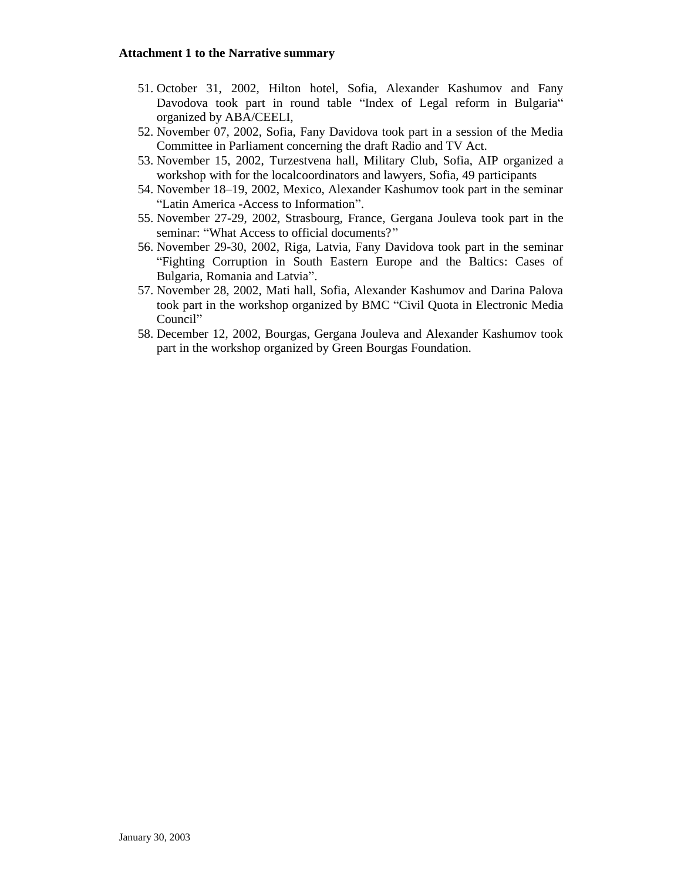**Attachment 1 to the Narrative summary**

51. October 31, 2002, Hilton hotel, Sofia, Alexander Kashumov and Fany Davodova took part in round table “Index of Legal reform in Bulgaria“ organized by ABA/CEELI,
52. November 07, 2002, Sofia, Fany Davidova took part in a session of the Media Committee in Parliament concerning the draft Radio and TV Act.
53. November 15, 2002, Turzestvena hall, Military Club, Sofia, AIP organized a workshop with for the localcoordinators and lawyers, Sofia, 49 participants
54. November 18–19, 2002, Mexico, Alexander Kashumov took part in the seminar “Latin America -Access to Information”.
55. November 27-29, 2002, Strasbourg, France, Gergana Jouleva took part in the seminar: “What Access to official documents?”
56. November 29-30, 2002, Riga, Latvia, Fany Davidova took part in the seminar “Fighting Corruption in South Eastern Europe and the Baltics: Cases of Bulgaria, Romania and Latvia”.
57. November 28, 2002, Mati hall, Sofia, Alexander Kashumov and Darina Palova took part in the workshop organized by BMC “Civil Quota in Electronic Media Council”
58. December 12, 2002, Bourgas, Gergana Jouleva and Alexander Kashumov took part in the workshop organized by Green Bourgas Foundation.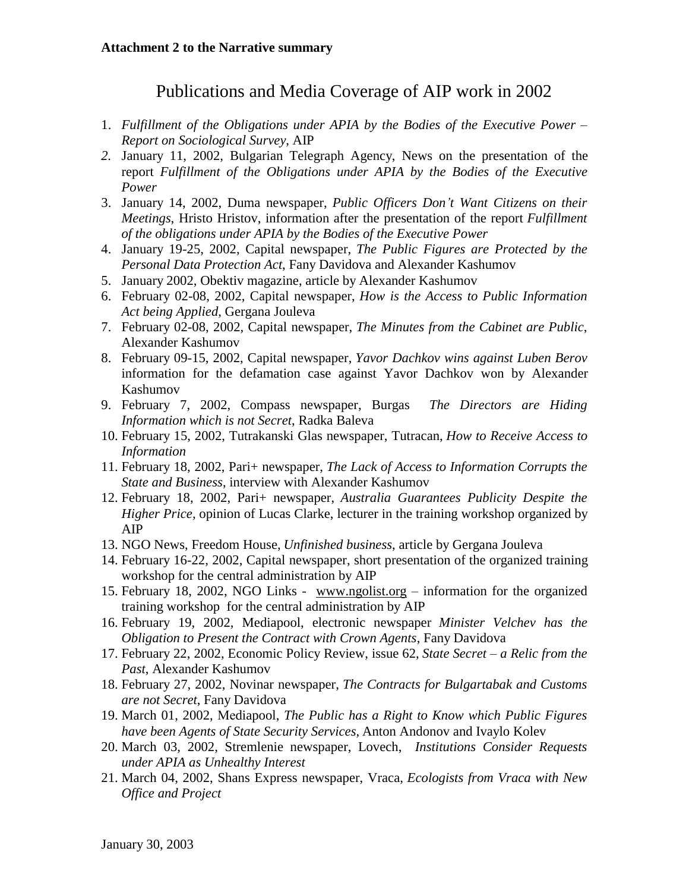**Attachment 2 to the Narrative summary**

# Publications and Media Coverage of AIP work in 2002

1. *Fulfillment of the Obligations under APIA by the Bodies of the Executive Power – Report on Sociological Survey*, AIP
2. January 11, 2002, Bulgarian Telegraph Agency, News on the presentation of the report *Fulfillment of the Obligations under APIA by the Bodies of the Executive Power*
3. January 14, 2002, Duma newspaper, *Public Officers Don't Want Citizens on their Meetings*, Hristo Hristov, information after the presentation of the report *Fulfillment of the obligations under APIA by the Bodies of the Executive Power*
4. January 19-25, 2002, Capital newspaper, *The Public Figures are Protected by the Personal Data Protection Act*, Fany Davidova and Alexander Kashumov
5. January 2002, Obektiv magazine, article by Alexander Kashumov
6. February 02-08, 2002, Capital newspaper, *How is the Access to Public Information Act being Applied*, Gergana Jouleva
7. February 02-08, 2002, Capital newspaper, *The Minutes from the Cabinet are Public*, Alexander Kashumov
8. February 09-15, 2002, Capital newspaper, *Yavor Dachkov wins against Luben Berov* information for the defamation case against Yavor Dachkov won by Alexander Kashumov
9. February 7, 2002, Compass newspaper, Burgas *The Directors are Hiding Information which is not Secret*, Radka Baleva
10. February 15, 2002, Tutrakanski Glas newspaper, Tutracan, *How to Receive Access to Information*
11. February 18, 2002, Pari+ newspaper, *The Lack of Access to Information Corrupts the State and Business*, interview with Alexander Kashumov
12. February 18, 2002, Pari+ newspaper, *Australia Guarantees Publicity Despite the Higher Price*, opinion of Lucas Clarke, lecturer in the training workshop organized by AIP
13. NGO News, Freedom House, *Unfinished business*, article by Gergana Jouleva
14. February 16-22, 2002, Capital newspaper, short presentation of the organized training workshop for the central administration by AIP
15. February 18, 2002, NGO Links - www.ngolist.org – information for the organized training workshop for the central administration by AIP
16. February 19, 2002, Mediapool, electronic newspaper *Minister Velchev has the Obligation to Present the Contract with Crown Agents*, Fany Davidova
17. February 22, 2002, Economic Policy Review, issue 62, *State Secret – a Relic from the Past*, Alexander Kashumov
18. February 27, 2002, Novinar newspaper, *The Contracts for Bulgartabak and Customs are not Secret*, Fany Davidova
19. March 01, 2002, Mediapool, *The Public has a Right to Know which Public Figures have been Agents of State Security Services*, Anton Andonov and Ivaylo Kolev
20. March 03, 2002, Stremlenie newspaper, Lovech, *Institutions Consider Requests under APIA as Unhealthy Interest*
21. March 04, 2002, Shans Express newspaper, Vraca, *Ecologists from Vraca with New Office and Project*

January 30, 2003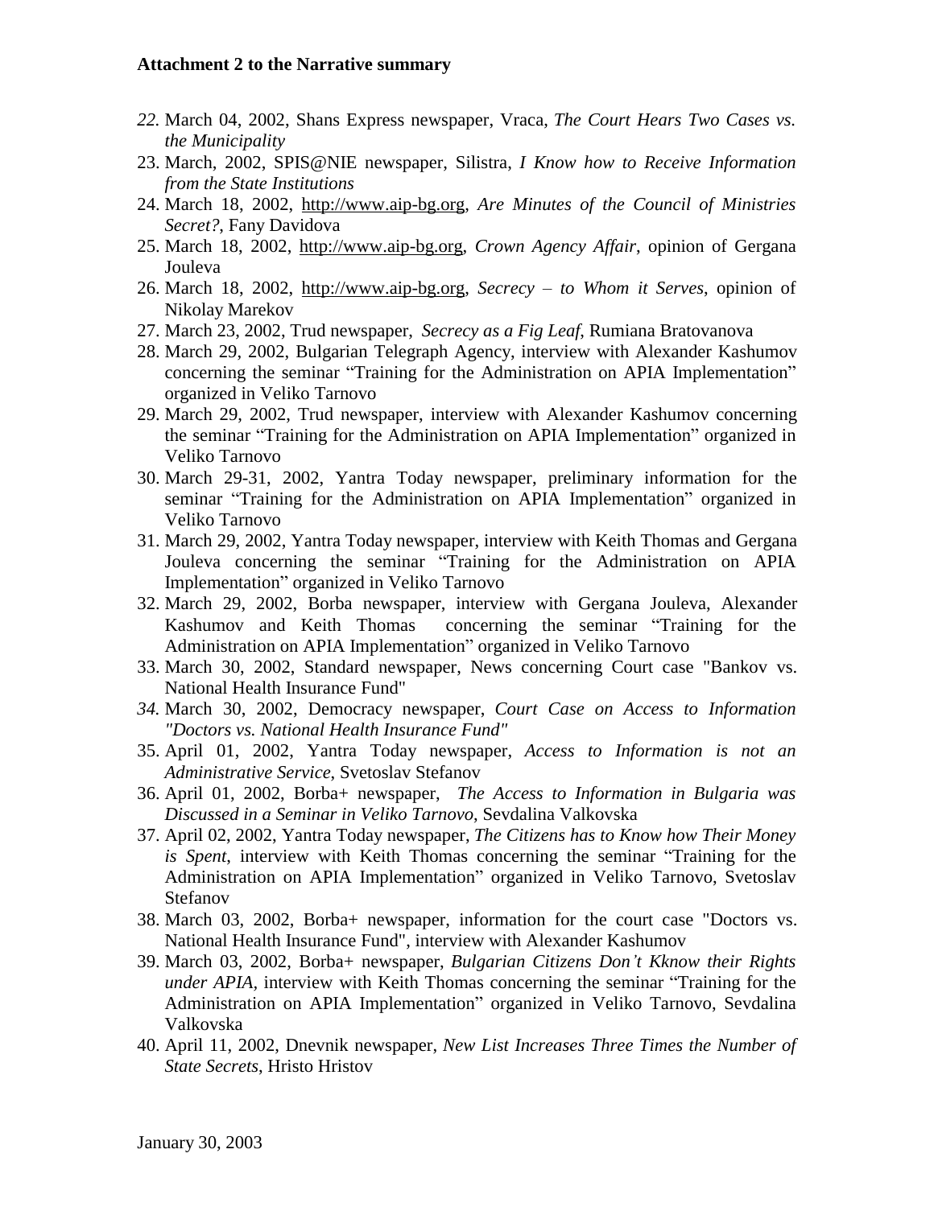**Attachment 2 to the Narrative summary**

22. March 04, 2002, Shans Express newspaper, Vraca, *The Court Hears Two Cases vs. the Municipality*
23. March, 2002, SPIS@NIE newspaper, Silistra, *I Know how to Receive Information from the State Institutions*
24. March 18, 2002, http://www.aip-bg.org, *Are Minutes of the Council of Ministries Secret?*, Fany Davidova
25. March 18, 2002, http://www.aip-bg.org, *Crown Agency Affair*, opinion of Gergana Jouleva
26. March 18, 2002, http://www.aip-bg.org, *Secrecy – to Whom it Serves*, opinion of Nikolay Marekov
27. March 23, 2002, Trud newspaper, *Secrecy as a Fig Leaf*, Rumiana Bratovanova
28. March 29, 2002, Bulgarian Telegraph Agency, interview with Alexander Kashumov concerning the seminar "Training for the Administration on APIA Implementation" organized in Veliko Tarnovo
29. March 29, 2002, Trud newspaper, interview with Alexander Kashumov concerning the seminar "Training for the Administration on APIA Implementation" organized in Veliko Tarnovo
30. March 29-31, 2002, Yantra Today newspaper, preliminary information for the seminar "Training for the Administration on APIA Implementation" organized in Veliko Tarnovo
31. March 29, 2002, Yantra Today newspaper, interview with Keith Thomas and Gergana Jouleva concerning the seminar "Training for the Administration on APIA Implementation" organized in Veliko Tarnovo
32. March 29, 2002, Borba newspaper, interview with Gergana Jouleva, Alexander Kashumov and Keith Thomas concerning the seminar "Training for the Administration on APIA Implementation" organized in Veliko Tarnovo
33. March 30, 2002, Standard newspaper, News concerning Court case "Bankov vs. National Health Insurance Fund"
34. March 30, 2002, Democracy newspaper, *Court Case on Access to Information "Doctors vs. National Health Insurance Fund"*
35. April 01, 2002, Yantra Today newspaper, *Access to Information is not an Administrative Service*, Svetoslav Stefanov
36. April 01, 2002, Borba+ newspaper, *The Access to Information in Bulgaria was Discussed in a Seminar in Veliko Tarnovo*, Sevdalina Valkovska
37. April 02, 2002, Yantra Today newspaper, *The Citizens has to Know how Their Money is Spent*, interview with Keith Thomas concerning the seminar "Training for the Administration on APIA Implementation" organized in Veliko Tarnovo, Svetoslav Stefanov
38. March 03, 2002, Borba+ newspaper, information for the court case "Doctors vs. National Health Insurance Fund", interview with Alexander Kashumov
39. March 03, 2002, Borba+ newspaper, *Bulgarian Citizens Don't Kknow their Rights under APIA*, interview with Keith Thomas concerning the seminar "Training for the Administration on APIA Implementation" organized in Veliko Tarnovo, Sevdalina Valkovska
40. April 11, 2002, Dnevnik newspaper, *New List Increases Three Times the Number of State Secrets*, Hristo Hristov

January 30, 2003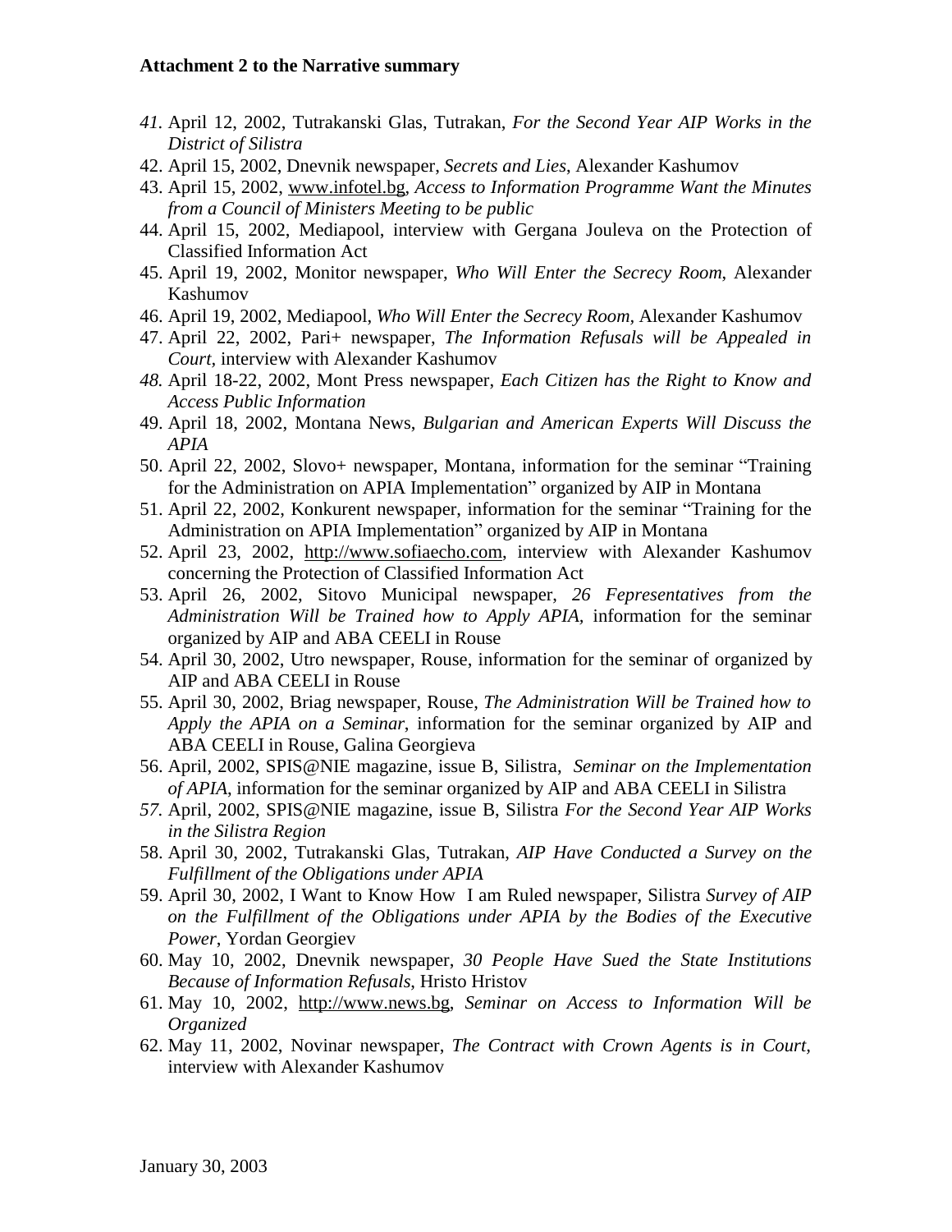**Attachment 2 to the Narrative summary**

41. April 12, 2002, Tutrakanski Glas, Tutrakan, *For the Second Year AIP Works in the District of Silistra*
42. April 15, 2002, Dnevnik newspaper, *Secrets and Lies*, Alexander Kashumov
43. April 15, 2002, www.infotel.bg, *Access to Information Programme Want the Minutes from a Council of Ministers Meeting to be public*
44. April 15, 2002, Mediapool, interview with Gergana Jouleva on the Protection of Classified Information Act
45. April 19, 2002, Monitor newspaper, *Who Will Enter the Secrecy Room*, Alexander Kashumov
46. April 19, 2002, Mediapool, *Who Will Enter the Secrecy Room*, Alexander Kashumov
47. April 22, 2002, Pari+ newspaper, *The Information Refusals will be Appealed in Court*, interview with Alexander Kashumov
48. April 18-22, 2002, Mont Press newspaper, *Each Citizen has the Right to Know and Access Public Information*
49. April 18, 2002, Montana News, *Bulgarian and American Experts Will Discuss the APIA*
50. April 22, 2002, Slovo+ newspaper, Montana, information for the seminar "Training for the Administration on APIA Implementation" organized by AIP in Montana
51. April 22, 2002, Konkurent newspaper, information for the seminar "Training for the Administration on APIA Implementation" organized by AIP in Montana
52. April 23, 2002, http://www.sofiaecho.com, interview with Alexander Kashumov concerning the Protection of Classified Information Act
53. April 26, 2002, Sitovo Municipal newspaper, *26 Fepresentatives from the Administration Will be Trained how to Apply APIA*, information for the seminar organized by AIP and ABA CEELI in Rouse
54. April 30, 2002, Utro newspaper, Rouse, information for the seminar of organized by AIP and ABA CEELI in Rouse
55. April 30, 2002, Briag newspaper, Rouse, *The Administration Will be Trained how to Apply the APIA on a Seminar*, information for the seminar organized by AIP and ABA CEELI in Rouse, Galina Georgieva
56. April, 2002, SPIS@NIE magazine, issue B, Silistra, *Seminar on the Implementation of APIA*, information for the seminar organized by AIP and ABA CEELI in Silistra
57. April, 2002, SPIS@NIE magazine, issue B, Silistra *For the Second Year AIP Works in the Silistra Region*
58. April 30, 2002, Tutrakanski Glas, Tutrakan, *AIP Have Conducted a Survey on the Fulfillment of the Obligations under APIA*
59. April 30, 2002, I Want to Know How I am Ruled newspaper, Silistra *Survey of AIP on the Fulfillment of the Obligations under APIA by the Bodies of the Executive Power*, Yordan Georgiev
60. May 10, 2002, Dnevnik newspaper, *30 People Have Sued the State Institutions Because of Information Refusals*, Hristo Hristov
61. May 10, 2002, http://www.news.bg, *Seminar on Access to Information Will be Organized*
62. May 11, 2002, Novinar newspaper, *The Contract with Crown Agents is in Court*, interview with Alexander Kashumov

January 30, 2003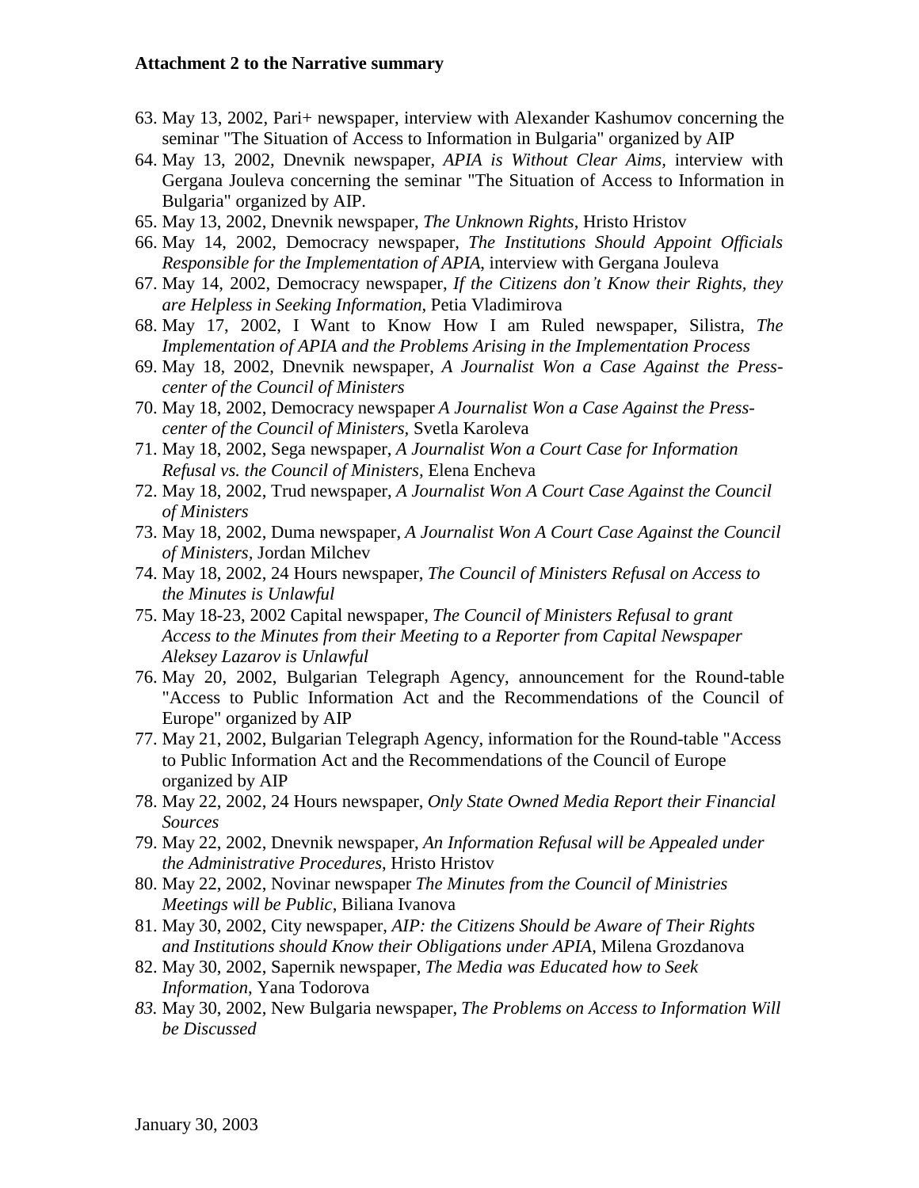**Attachment 2 to the Narrative summary**

63. May 13, 2002, Pari+ newspaper, interview with Alexander Kashumov concerning the seminar "The Situation of Access to Information in Bulgaria" organized by AIP
64. May 13, 2002, Dnevnik newspaper, *APIA is Without Clear Aims*, interview with Gergana Jouleva concerning the seminar "The Situation of Access to Information in Bulgaria" organized by AIP.
65. May 13, 2002, Dnevnik newspaper, *The Unknown Rights*, Hristo Hristov
66. May 14, 2002, Democracy newspaper, *The Institutions Should Appoint Officials Responsible for the Implementation of APIA*, interview with Gergana Jouleva
67. May 14, 2002, Democracy newspaper, *If the Citizens don't Know their Rights, they are Helpless in Seeking Information*, Petia Vladimirova
68. May 17, 2002, I Want to Know How I am Ruled newspaper, Silistra, *The Implementation of APIA and the Problems Arising in the Implementation Process*
69. May 18, 2002, Dnevnik newspaper, *A Journalist Won a Case Against the Press-center of the Council of Ministers*
70. May 18, 2002, Democracy newspaper *A Journalist Won a Case Against the Press-center of the Council of Ministers*, Svetla Karoleva
71. May 18, 2002, Sega newspaper, *A Journalist Won a Court Case for Information Refusal vs. the Council of Ministers*, Elena Encheva
72. May 18, 2002, Trud newspaper, *A Journalist Won A Court Case Against the Council of Ministers*
73. May 18, 2002, Duma newspaper, *A Journalist Won A Court Case Against the Council of Ministers*, Jordan Milchev
74. May 18, 2002, 24 Hours newspaper, *The Council of Ministers Refusal on Access to the Minutes is Unlawful*
75. May 18-23, 2002 Capital newspaper, *The Council of Ministers Refusal to grant Access to the Minutes from their Meeting to a Reporter from Capital Newspaper Aleksey Lazarov is Unlawful*
76. May 20, 2002, Bulgarian Telegraph Agency, announcement for the Round-table "Access to Public Information Act and the Recommendations of the Council of Europe" organized by AIP
77. May 21, 2002, Bulgarian Telegraph Agency, information for the Round-table "Access to Public Information Act and the Recommendations of the Council of Europe organized by AIP
78. May 22, 2002, 24 Hours newspaper, *Only State Owned Media Report their Financial Sources*
79. May 22, 2002, Dnevnik newspaper, *An Information Refusal will be Appealed under the Administrative Procedures*, Hristo Hristov
80. May 22, 2002, Novinar newspaper *The Minutes from the Council of Ministries Meetings will be Public*, Biliana Ivanova
81. May 30, 2002, City newspaper, *AIP: the Citizens Should be Aware of Their Rights and Institutions should Know their Obligations under APIA*, Milena Grozdanova
82. May 30, 2002, Sapernik newspaper, *The Media was Educated how to Seek Information*, Yana Todorova
83. May 30, 2002, New Bulgaria newspaper, *The Problems on Access to Information Will be Discussed*

January 30, 2003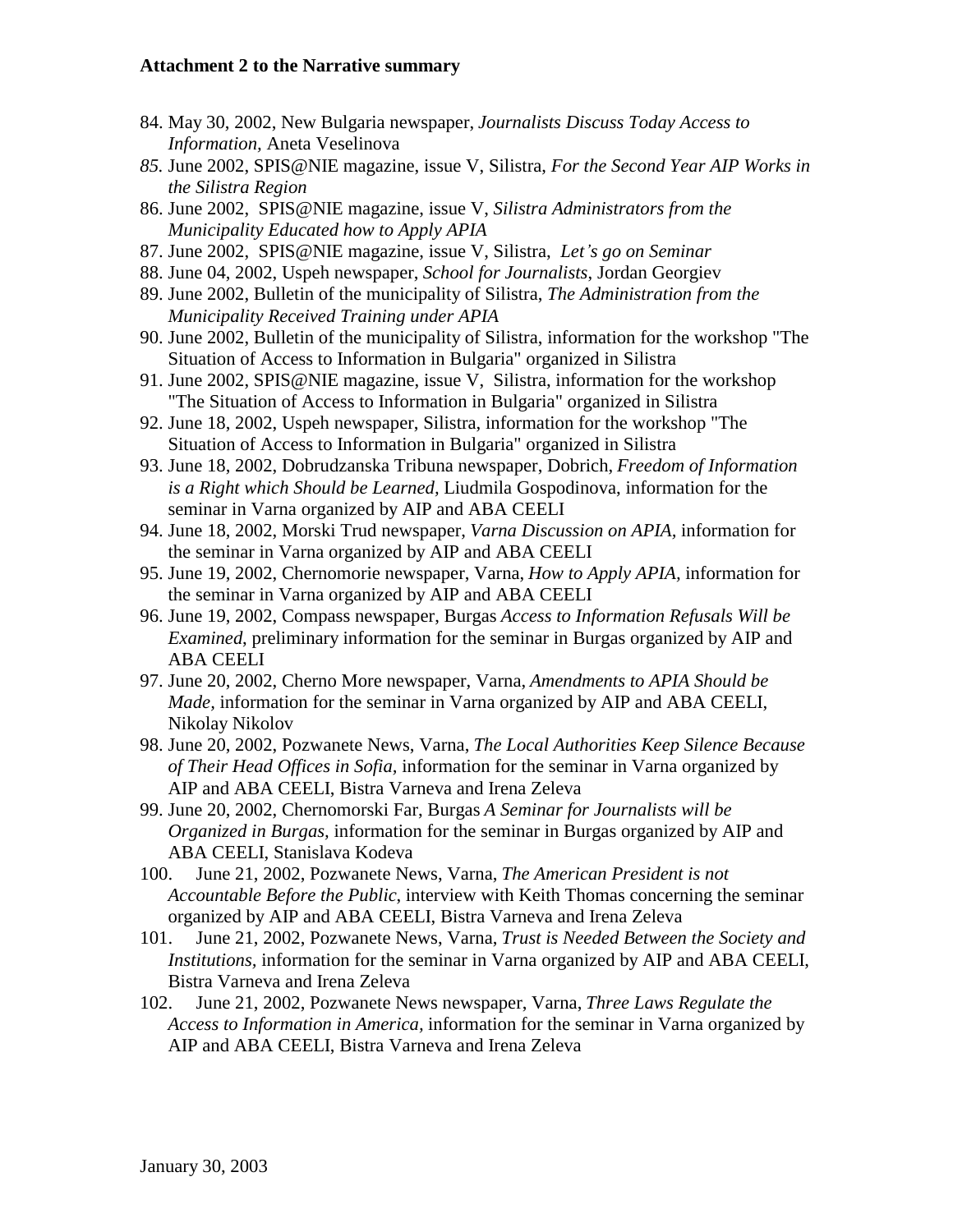**Attachment 2 to the Narrative summary**

84. May 30, 2002, New Bulgaria newspaper, *Journalists Discuss Today Access to Information*, Aneta Veselinova
85. June 2002, SPIS@NIE magazine, issue V, Silistra, *For the Second Year AIP Works in the Silistra Region*
86. June 2002, SPIS@NIE magazine, issue V, *Silistra Administrators from the Municipality Educated how to Apply APIA*
87. June 2002, SPIS@NIE magazine, issue V, Silistra, *Let's go on Seminar*
88. June 04, 2002, Uspeh newspaper, *School for Journalists*, Jordan Georgiev
89. June 2002, Bulletin of the municipality of Silistra, *The Administration from the Municipality Received Training under APIA*
90. June 2002, Bulletin of the municipality of Silistra, information for the workshop "The Situation of Access to Information in Bulgaria" organized in Silistra
91. June 2002, SPIS@NIE magazine, issue V, Silistra, information for the workshop "The Situation of Access to Information in Bulgaria" organized in Silistra
92. June 18, 2002, Uspeh newspaper, Silistra, information for the workshop "The Situation of Access to Information in Bulgaria" organized in Silistra
93. June 18, 2002, Dobrudzanska Tribuna newspaper, Dobrich, *Freedom of Information is a Right which Should be Learned*, Liudmila Gospodinova, information for the seminar in Varna organized by AIP and ABA CEELI
94. June 18, 2002, Morski Trud newspaper, *Varna Discussion on APIA*, information for the seminar in Varna organized by AIP and ABA CEELI
95. June 19, 2002, Chernomorie newspaper, Varna, *How to Apply APIA*, information for the seminar in Varna organized by AIP and ABA CEELI
96. June 19, 2002, Compass newspaper, Burgas *Access to Information Refusals Will be Examined*, preliminary information for the seminar in Burgas organized by AIP and ABA CEELI
97. June 20, 2002, Cherno More newspaper, Varna, *Amendments to APIA Should be Made,* information for the seminar in Varna organized by AIP and ABA CEELI, Nikolay Nikolov
98. June 20, 2002, Pozwanete News, Varna, *The Local Authorities Keep Silence Because of Their Head Offices in Sofia*, information for the seminar in Varna organized by AIP and ABA CEELI, Bistra Varneva and Irena Zeleva
99. June 20, 2002, Chernomorski Far, Burgas *A Seminar for Journalists will be Organized in Burgas*, information for the seminar in Burgas organized by AIP and ABA CEELI, Stanislava Kodeva
100. June 21, 2002, Pozwanete News, Varna, *The American President is not Accountable Before the Public*, interview with Keith Thomas concerning the seminar organized by AIP and ABA CEELI, Bistra Varneva and Irena Zeleva
101. June 21, 2002, Pozwanete News, Varna, *Trust is Needed Between the Society and Institutions,* information for the seminar in Varna organized by AIP and ABA CEELI, Bistra Varneva and Irena Zeleva
102. June 21, 2002, Pozwanete News newspaper, Varna, *Three Laws Regulate the Access to Information in America,* information for the seminar in Varna organized by AIP and ABA CEELI, Bistra Varneva and Irena Zeleva

January 30, 2003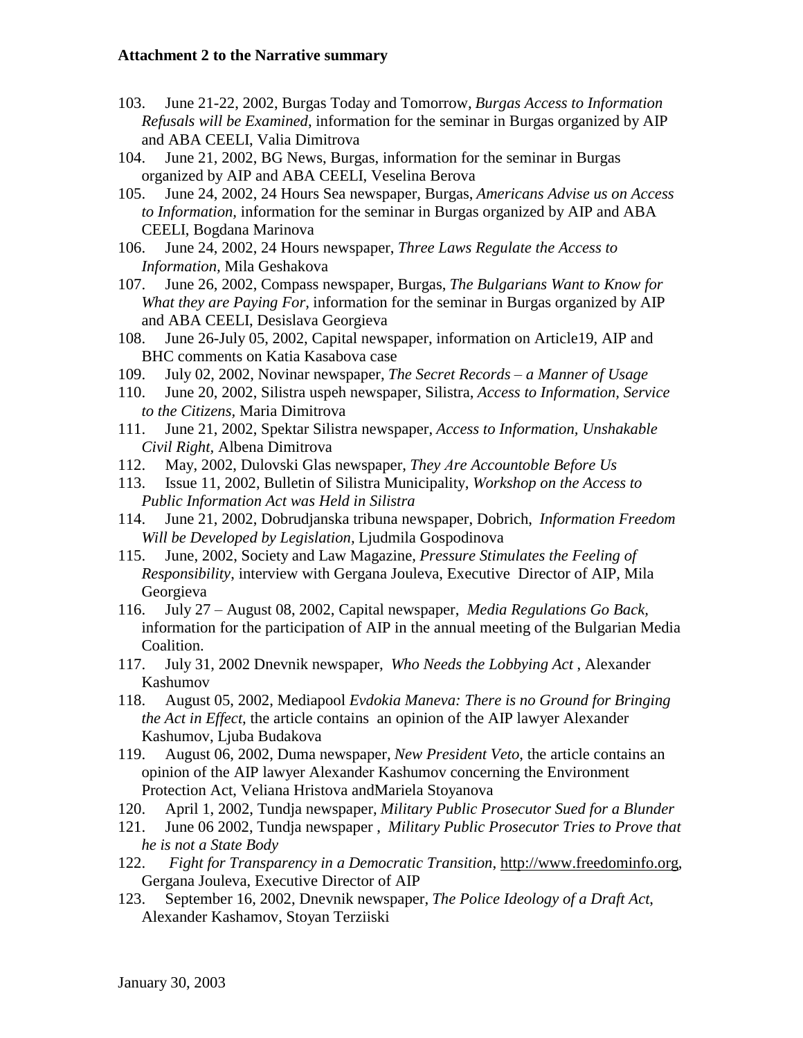**Attachment 2 to the Narrative summary**

103. June 21-22, 2002, Burgas Today and Tomorrow, *Burgas Access to Information Refusals will be Examined*, information for the seminar in Burgas organized by AIP and ABA CEELI, Valia Dimitrova
104. June 21, 2002, BG News, Burgas, information for the seminar in Burgas organized by AIP and ABA CEELI, Veselina Berova
105. June 24, 2002, 24 Hours Sea newspaper, Burgas, *Americans Advise us on Access to Information,* information for the seminar in Burgas organized by AIP and ABA CEELI, Bogdana Marinova
106. June 24, 2002, 24 Hours newspaper, *Three Laws Regulate the Access to Information,* Mila Geshakova
107. June 26, 2002, Compass newspaper, Burgas, *The Bulgarians Want to Know for What they are Paying For,* information for the seminar in Burgas organized by AIP and ABA CEELI, Desislava Georgieva
108. June 26-July 05, 2002, Capital newspaper, information on Article19, AIP and BHC comments on Katia Kasabova case
109. July 02, 2002, Novinar newspaper, *The Secret Records – a Manner of Usage*
110. June 20, 2002, Silistra uspeh newspaper, Silistra, *Access to Information, Service to the Citizens,* Maria Dimitrova
111. June 21, 2002, Spektar Silistra newspaper, *Access to Information, Unshakable Civil Right,* Albena Dimitrova
112. May, 2002, Dulovski Glas newspaper, *They Are Accountoble Before Us*
113. Issue 11, 2002, Bulletin of Silistra Municipality, *Workshop on the Access to Public Information Act was Held in Silistra*
114. June 21, 2002, Dobrudjanska tribuna newspaper, Dobrich, *Information Freedom Will be Developed by Legislation,* Ljudmila Gospodinova
115. June, 2002, Society and Law Magazine, *Pressure Stimulates the Feeling of Responsibility,* interview with Gergana Jouleva, Executive Director of AIP, Mila Georgieva
116. July 27 – August 08, 2002, Capital newspaper, *Media Regulations Go Back,* information for the participation of AIP in the annual meeting of the Bulgarian Media Coalition.
117. July 31, 2002 Dnevnik newspaper, *Who Needs the Lobbying Act* , Alexander Kashumov
118. August 05, 2002, Mediapool *Evdokia Maneva: There is no Ground for Bringing the Act in Effect*, the article contains an opinion of the AIP lawyer Alexander Kashumov, Ljuba Budakova
119. August 06, 2002, Duma newspaper, *New President Veto*, the article contains an opinion of the AIP lawyer Alexander Kashumov concerning the Environment Protection Act, Veliana Hristova andMariela Stoyanova
120. April 1, 2002, Tundja newspaper, *Military Public Prosecutor Sued for a Blunder*
121. June 06 2002, Tundja newspaper , *Military Public Prosecutor Tries to Prove that he is not a State Body*
122. *Fight for Transparency in a Democratic Transition*, http://www.freedominfo.org, Gergana Jouleva, Executive Director of AIP
123. September 16, 2002, Dnevnik newspaper, *The Police Ideology of a Draft Act*, Alexander Kashamov, Stoyan Terziiski

January 30, 2003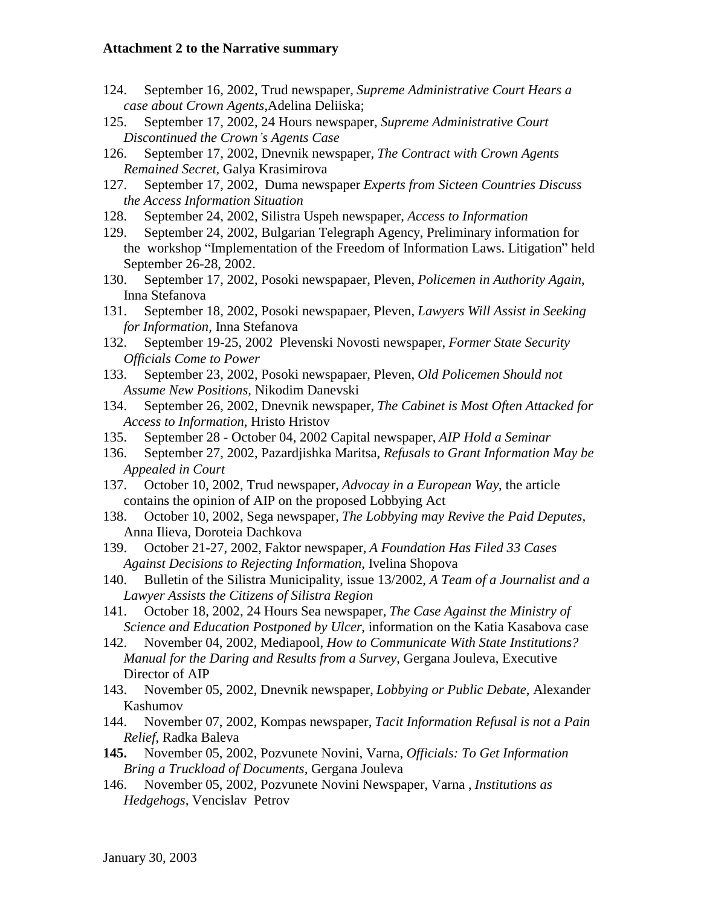**Attachment 2 to the Narrative summary**

124. September 16, 2002, Trud newspaper, *Supreme Administrative Court Hears a case about Crown Agents*,Adelina Deliiska;
125. September 17, 2002, 24 Hours newspaper, *Supreme Administrative Court Discontinued the Crown's Agents Case*
126. September 17, 2002, Dnevnik newspaper, *The Contract with Crown Agents Remained Secret*, Galya Krasimirova
127. September 17, 2002, Duma newspaper *Experts from Sicteen Countries Discuss the Access Information Situation*
128. September 24, 2002, Silistra Uspeh newspaper, *Access to Information*
129. September 24, 2002, Bulgarian Telegraph Agency, Preliminary information for the workshop "Implementation of the Freedom of Information Laws. Litigation" held September 26-28, 2002.
130. September 17, 2002, Posoki newspapaer, Pleven, *Policemen in Authority Again*, Inna Stefanova
131. September 18, 2002, Posoki newspapaer, Pleven, *Lawyers Will Assist in Seeking for Information*, Inna Stefanova
132. September 19-25, 2002 Plevenski Novosti newspaper, *Former State Security Officials Come to Power*
133. September 23, 2002, Posoki newspapaer, Pleven, *Old Policemen Should not Assume New Positions*, Nikodim Danevski
134. September 26, 2002, Dnevnik newspaper, *The Cabinet is Most Often Attacked for Access to Information*, Hristo Hristov
135. September 28 - October 04, 2002 Capital newspaper, *AIP Hold a Seminar*
136. September 27, 2002, Pazardjishka Maritsa, *Refusals to Grant Information May be Appealed in Court*
137. October 10, 2002, Trud newspaper, *Advocay in a European Way*, the article contains the opinion of AIP on the proposed Lobbying Act
138. October 10, 2002, Sega newspaper, *The Lobbying may Revive the Paid Deputes*, Anna Ilieva, Doroteia Dachkova
139. October 21-27, 2002, Faktor newspaper, *A Foundation Has Filed 33 Cases Against Decisions to Rejecting Information*, Ivelina Shopova
140. Bulletin of the Silistra Municipality, issue 13/2002, *A Team of a Journalist and a Lawyer Assists the Citizens of Silistra Region*
141. October 18, 2002, 24 Hours Sea newspaper, *The Case Against the Ministry of Science and Education Postponed by Ulcer*, information on the Katia Kasabova case
142. November 04, 2002, Mediapool, *How to Communicate With State Institutions? Manual for the Daring and Results from a Survey*, Gergana Jouleva, Executive Director of AIP
143. November 05, 2002, Dnevnik newspaper, *Lobbying or Public Debate*, Alexander Kashumov
144. November 07, 2002, Kompas newspaper, *Tacit Information Refusal is not a Pain Relief*, Radka Baleva
145. November 05, 2002, Pozvunete Novini, Varna, *Officials: To Get Information Bring a Truckload of Documents*, Gergana Jouleva
146. November 05, 2002, Pozvunete Novini Newspaper, Varna , *Institutions as Hedgehogs*, Vencislav Petrov

January 30, 2003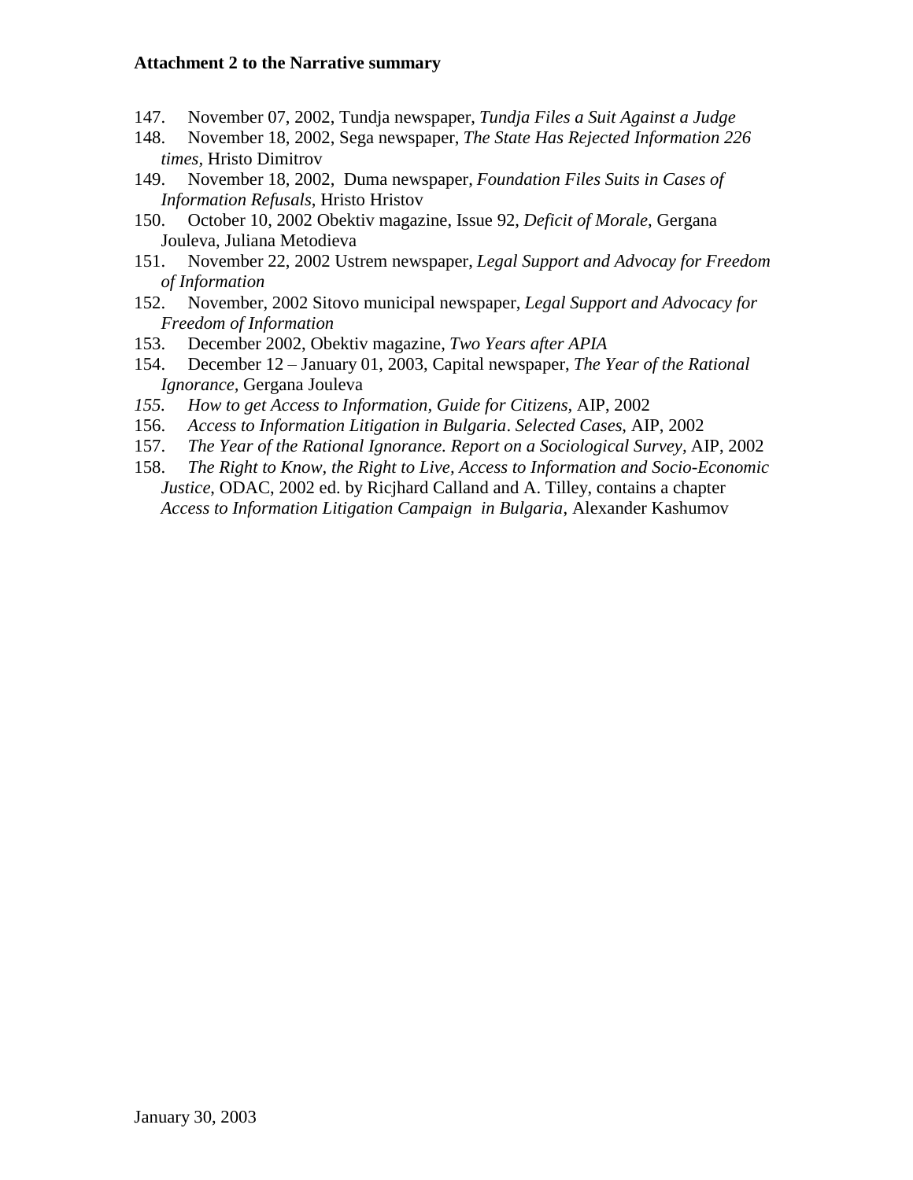**Attachment 2 to the Narrative summary**

147. November 07, 2002, Tundja newspaper, *Tundja Files a Suit Against a Judge*
148. November 18, 2002, Sega newspaper, *The State Has Rejected Information 226 times*, Hristo Dimitrov
149. November 18, 2002, Duma newspaper, *Foundation Files Suits in Cases of Information Refusals*, Hristo Hristov
150. October 10, 2002 Obektiv magazine, Issue 92, *Deficit of Morale*, Gergana Jouleva, Juliana Metodieva
151. November 22, 2002 Ustrem newspaper, *Legal Support and Advocay for Freedom of Information*
152. November, 2002 Sitovo municipal newspaper, *Legal Support and Advocacy for Freedom of Information*
153. December 2002, Obektiv magazine, *Two Years after APIA*
154. December 12 – January 01, 2003, Capital newspaper, *The Year of the Rational Ignorance*, Gergana Jouleva
155. *How to get Access to Information, Guide for Citizens*, AIP, 2002
156. *Access to Information Litigation in Bulgaria*. *Selected Cases*, AIP, 2002
157. *The Year of the Rational Ignorance. Report on a Sociological Survey*, AIP, 2002
158. *The Right to Know, the Right to Live, Access to Information and Socio-Economic Justice*, ODAC, 2002 ed. by Ricjhard Calland and A. Tilley, contains a chapter *Access to Information Litigation Campaign in Bulgaria*, Alexander Kashumov

January 30, 2003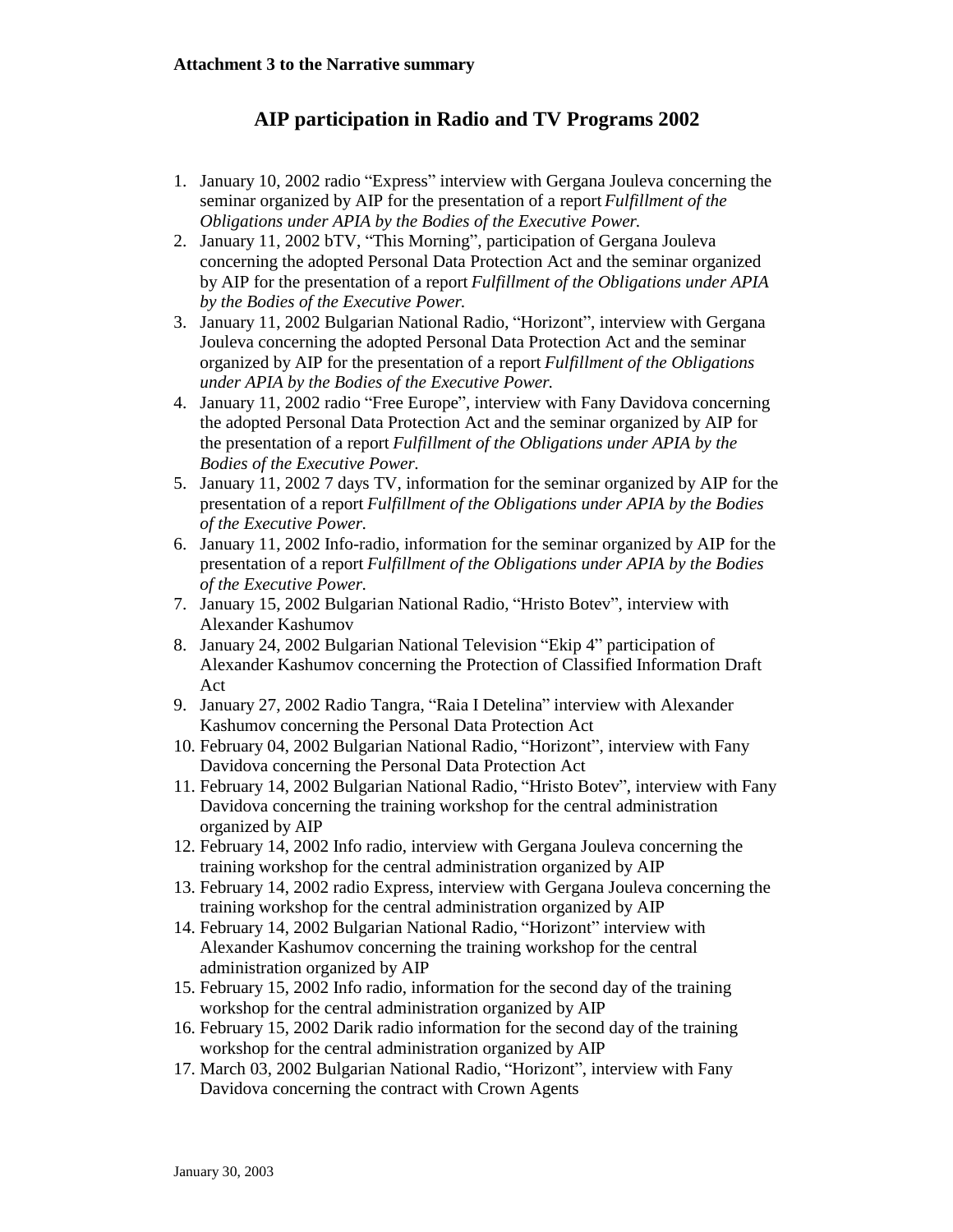**Attachment 3 to the Narrative summary**

# AIP participation in Radio and TV Programs 2002

1. January 10, 2002 radio "Express" interview with Gergana Jouleva concerning the seminar organized by AIP for the presentation of a report *Fulfillment of the Obligations under APIA by the Bodies of the Executive Power.*
2. January 11, 2002 bTV, "This Morning", participation of Gergana Jouleva concerning the adopted Personal Data Protection Act and the seminar organized by AIP for the presentation of a report *Fulfillment of the Obligations under APIA by the Bodies of the Executive Power.*
3. January 11, 2002 Bulgarian National Radio, "Horizont", interview with Gergana Jouleva concerning the adopted Personal Data Protection Act and the seminar organized by AIP for the presentation of a report *Fulfillment of the Obligations under APIA by the Bodies of the Executive Power.*
4. January 11, 2002 radio "Free Europe", interview with Fany Davidova concerning the adopted Personal Data Protection Act and the seminar organized by AIP for the presentation of a report *Fulfillment of the Obligations under APIA by the Bodies of the Executive Power.*
5. January 11, 2002 7 days TV, information for the seminar organized by AIP for the presentation of a report *Fulfillment of the Obligations under APIA by the Bodies of the Executive Power.*
6. January 11, 2002 Info-radio, information for the seminar organized by AIP for the presentation of a report *Fulfillment of the Obligations under APIA by the Bodies of the Executive Power.*
7. January 15, 2002 Bulgarian National Radio, "Hristo Botev", interview with Alexander Kashumov
8. January 24, 2002 Bulgarian National Television "Ekip 4" participation of Alexander Kashumov concerning the Protection of Classified Information Draft Act
9. January 27, 2002 Radio Tangra, "Raia I Detelina" interview with Alexander Kashumov concerning the Personal Data Protection Act
10. February 04, 2002 Bulgarian National Radio, "Horizont", interview with Fany Davidova concerning the Personal Data Protection Act
11. February 14, 2002 Bulgarian National Radio, "Hristo Botev", interview with Fany Davidova concerning the training workshop for the central administration organized by AIP
12. February 14, 2002 Info radio, interview with Gergana Jouleva concerning the training workshop for the central administration organized by AIP
13. February 14, 2002 radio Express, interview with Gergana Jouleva concerning the training workshop for the central administration organized by AIP
14. February 14, 2002 Bulgarian National Radio, "Horizont" interview with Alexander Kashumov concerning the training workshop for the central administration organized by AIP
15. February 15, 2002 Info radio, information for the second day of the training workshop for the central administration organized by AIP
16. February 15, 2002 Darik radio information for the second day of the training workshop for the central administration organized by AIP
17. March 03, 2002 Bulgarian National Radio, "Horizont", interview with Fany Davidova concerning the contract with Crown Agents

January 30, 2003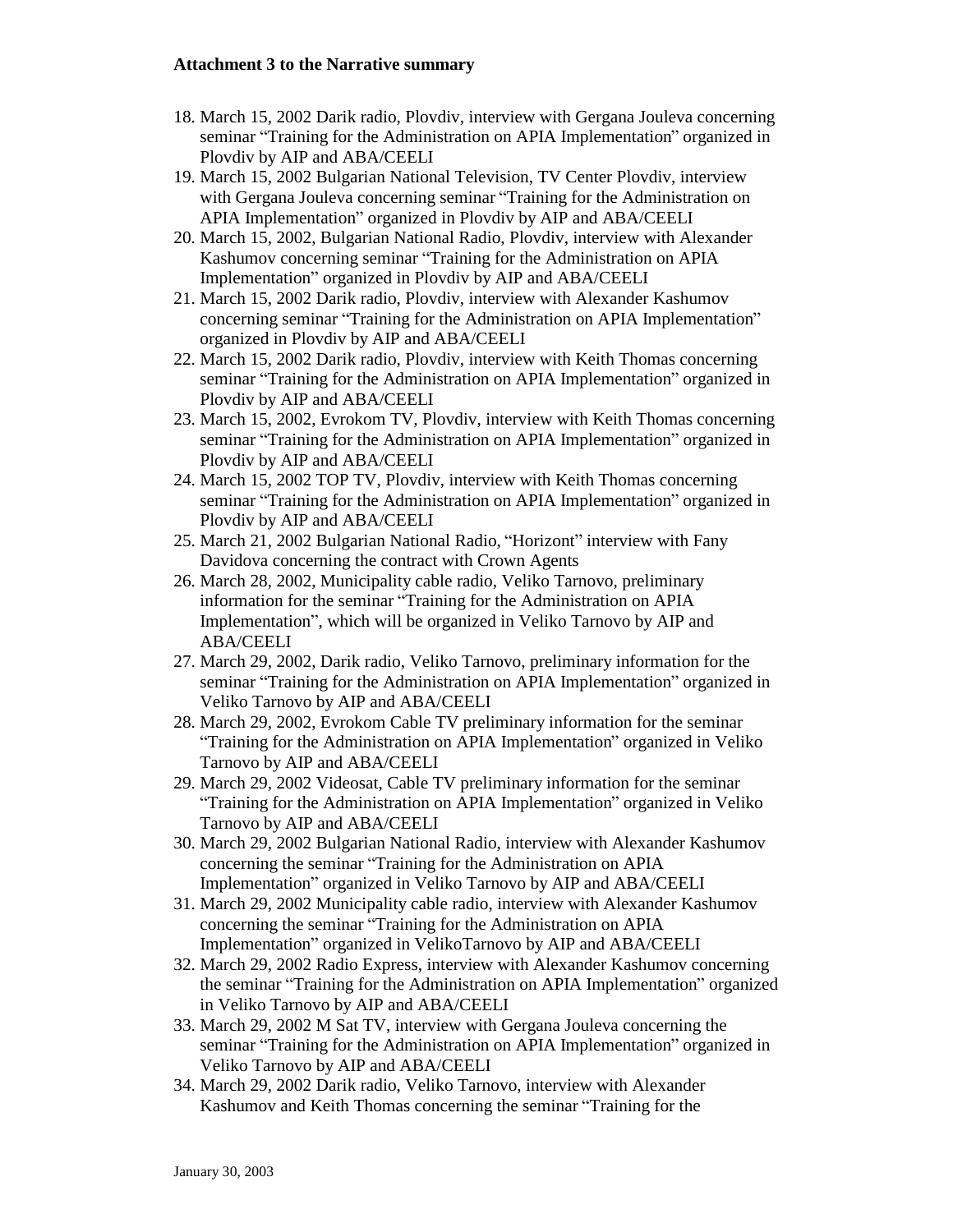**Attachment 3 to the Narrative summary**

18. March 15, 2002 Darik radio, Plovdiv, interview with Gergana Jouleva concerning seminar "Training for the Administration on APIA Implementation" organized in Plovdiv by AIP and ABA/CEELI
19. March 15, 2002 Bulgarian National Television, TV Center Plovdiv, interview with Gergana Jouleva concerning seminar "Training for the Administration on APIA Implementation" organized in Plovdiv by AIP and ABA/CEELI
20. March 15, 2002, Bulgarian National Radio, Plovdiv, interview with Alexander Kashumov concerning seminar "Training for the Administration on APIA Implementation" organized in Plovdiv by AIP and ABA/CEELI
21. March 15, 2002 Darik radio, Plovdiv, interview with Alexander Kashumov concerning seminar "Training for the Administration on APIA Implementation" organized in Plovdiv by AIP and ABA/CEELI
22. March 15, 2002 Darik radio, Plovdiv, interview with Keith Thomas concerning seminar "Training for the Administration on APIA Implementation" organized in Plovdiv by AIP and ABA/CEELI
23. March 15, 2002, Evrokom TV, Plovdiv, interview with Keith Thomas concerning seminar "Training for the Administration on APIA Implementation" organized in Plovdiv by AIP and ABA/CEELI
24. March 15, 2002 TOP TV, Plovdiv, interview with Keith Thomas concerning seminar "Training for the Administration on APIA Implementation" organized in Plovdiv by AIP and ABA/CEELI
25. March 21, 2002 Bulgarian National Radio, "Horizont" interview with Fany Davidova concerning the contract with Crown Agents
26. March 28, 2002, Municipality cable radio, Veliko Tarnovo, preliminary information for the seminar "Training for the Administration on APIA Implementation", which will be organized in Veliko Tarnovo by AIP and ABA/CEELI
27. March 29, 2002, Darik radio, Veliko Tarnovo, preliminary information for the seminar "Training for the Administration on APIA Implementation" organized in Veliko Tarnovo by AIP and ABA/CEELI
28. March 29, 2002, Evrokom Cable TV preliminary information for the seminar "Training for the Administration on APIA Implementation" organized in Veliko Tarnovo by AIP and ABA/CEELI
29. March 29, 2002 Videosat, Cable TV preliminary information for the seminar "Training for the Administration on APIA Implementation" organized in Veliko Tarnovo by AIP and ABA/CEELI
30. March 29, 2002 Bulgarian National Radio, interview with Alexander Kashumov concerning the seminar "Training for the Administration on APIA Implementation" organized in Veliko Tarnovo by AIP and ABA/CEELI
31. March 29, 2002 Municipality cable radio, interview with Alexander Kashumov concerning the seminar "Training for the Administration on APIA Implementation" organized in VelikoTarnovo by AIP and ABA/CEELI
32. March 29, 2002 Radio Express, interview with Alexander Kashumov concerning the seminar "Training for the Administration on APIA Implementation" organized in Veliko Tarnovo by AIP and ABA/CEELI
33. March 29, 2002 M Sat TV, interview with Gergana Jouleva concerning the seminar "Training for the Administration on APIA Implementation" organized in Veliko Tarnovo by AIP and ABA/CEELI
34. March 29, 2002 Darik radio, Veliko Tarnovo, interview with Alexander Kashumov and Keith Thomas concerning the seminar "Training for the

January 30, 2003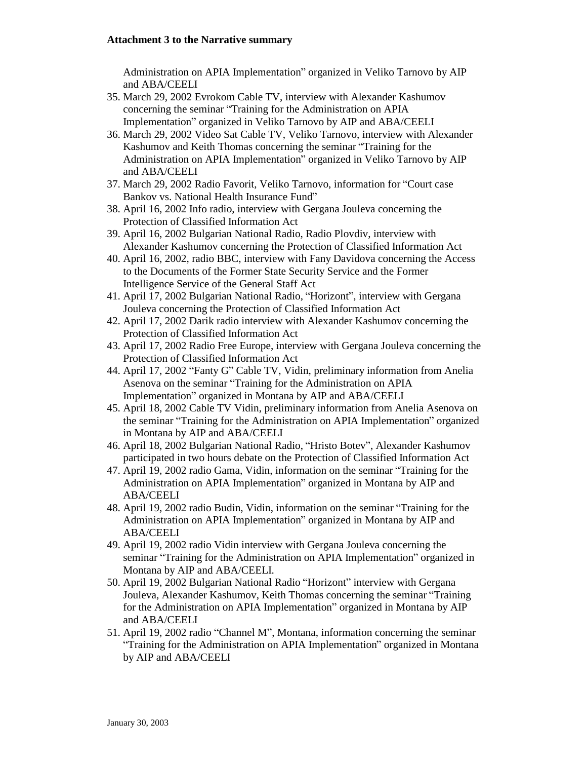Administration on APIA Implementation" organized in Veliko Tarnovo by AIP and ABA/CEELI

35. March 29, 2002 Evrokom Cable TV, interview with Alexander Kashumov concerning the seminar "Training for the Administration on APIA Implementation" organized in Veliko Tarnovo by AIP and ABA/CEELI
36. March 29, 2002 Video Sat Cable TV, Veliko Tarnovo, interview with Alexander Kashumov and Keith Thomas concerning the seminar "Training for the Administration on APIA Implementation" organized in Veliko Tarnovo by AIP and ABA/CEELI
37. March 29, 2002 Radio Favorit, Veliko Tarnovo, information for "Court case Bankov vs. National Health Insurance Fund"
38. April 16, 2002 Info radio, interview with Gergana Jouleva concerning the Protection of Classified Information Act
39. April 16, 2002 Bulgarian National Radio, Radio Plovdiv, interview with Alexander Kashumov concerning the Protection of Classified Information Act
40. April 16, 2002, radio BBC, interview with Fany Davidova concerning the Access to the Documents of the Former State Security Service and the Former Intelligence Service of the General Staff Act
41. April 17, 2002 Bulgarian National Radio, "Horizont", interview with Gergana Jouleva concerning the Protection of Classified Information Act
42. April 17, 2002 Darik radio interview with Alexander Kashumov concerning the Protection of Classified Information Act
43. April 17, 2002 Radio Free Europe, interview with Gergana Jouleva concerning the Protection of Classified Information Act
44. April 17, 2002 "Fanty G" Cable TV, Vidin, preliminary information from Anelia Asenova on the seminar "Training for the Administration on APIA Implementation" organized in Montana by AIP and ABA/CEELI
45. April 18, 2002 Cable TV Vidin, preliminary information from Anelia Asenova on the seminar "Training for the Administration on APIA Implementation" organized in Montana by AIP and ABA/CEELI
46. April 18, 2002 Bulgarian National Radio, "Hristo Botev", Alexander Kashumov participated in two hours debate on the Protection of Classified Information Act
47. April 19, 2002 radio Gama, Vidin, information on the seminar "Training for the Administration on APIA Implementation" organized in Montana by AIP and ABA/CEELI
48. April 19, 2002 radio Budin, Vidin, information on the seminar "Training for the Administration on APIA Implementation" organized in Montana by AIP and ABA/CEELI
49. April 19, 2002 radio Vidin interview with Gergana Jouleva concerning the seminar "Training for the Administration on APIA Implementation" organized in Montana by AIP and ABA/CEELI.
50. April 19, 2002 Bulgarian National Radio "Horizont" interview with Gergana Jouleva, Alexander Kashumov, Keith Thomas concerning the seminar "Training for the Administration on APIA Implementation" organized in Montana by AIP and ABA/CEELI
51. April 19, 2002 radio "Channel M", Montana, information concerning the seminar "Training for the Administration on APIA Implementation" organized in Montana by AIP and ABA/CEELI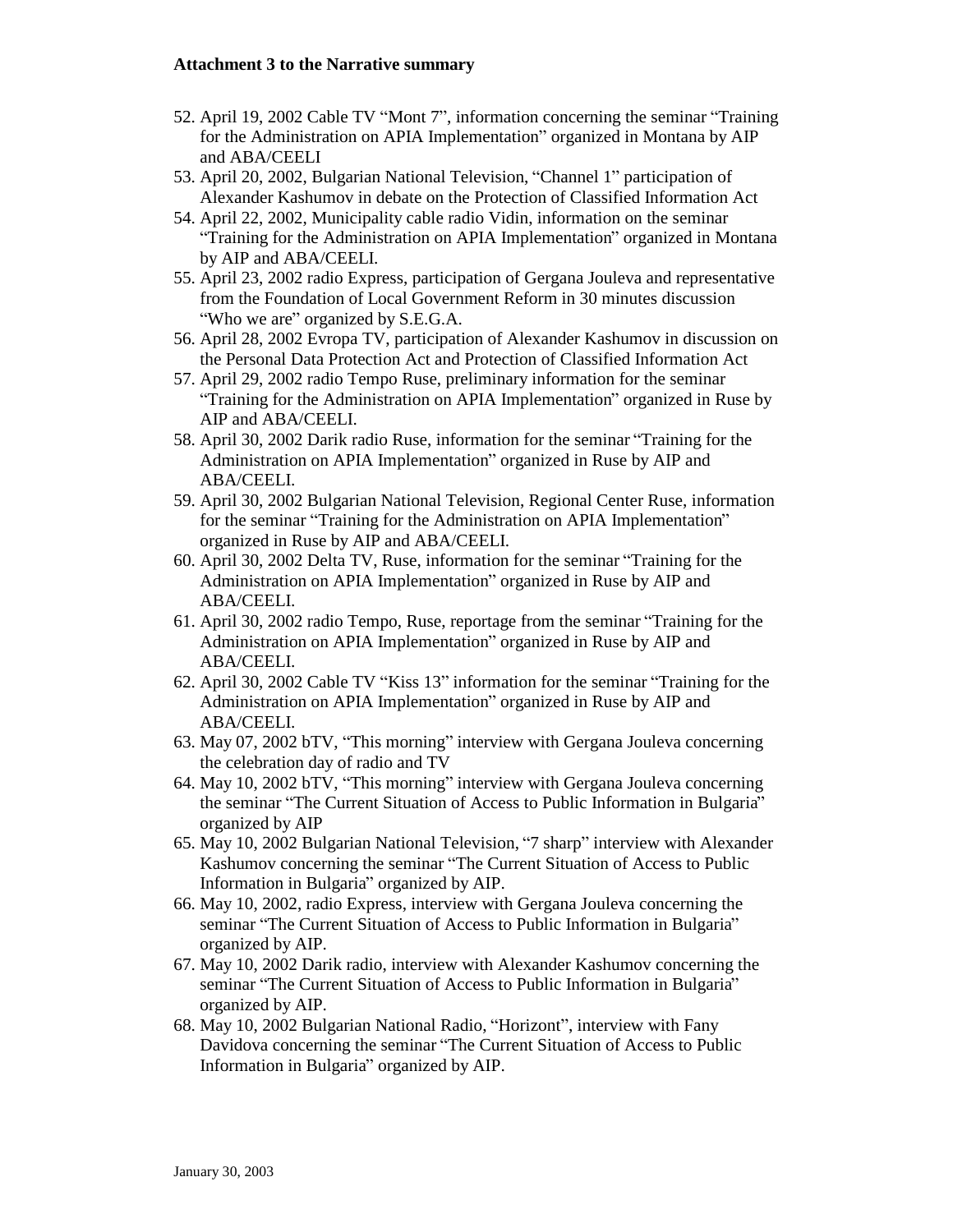**Attachment 3 to the Narrative summary**

52. April 19, 2002 Cable TV "Mont 7", information concerning the seminar "Training for the Administration on APIA Implementation" organized in Montana by AIP and ABA/CEELI
53. April 20, 2002, Bulgarian National Television, "Channel 1" participation of Alexander Kashumov in debate on the Protection of Classified Information Act
54. April 22, 2002, Municipality cable radio Vidin, information on the seminar "Training for the Administration on APIA Implementation" organized in Montana by AIP and ABA/CEELI.
55. April 23, 2002 radio Express, participation of Gergana Jouleva and representative from the Foundation of Local Government Reform in 30 minutes discussion "Who we are" organized by S.E.G.A.
56. April 28, 2002 Evropa TV, participation of Alexander Kashumov in discussion on the Personal Data Protection Act and Protection of Classified Information Act
57. April 29, 2002 radio Tempo Ruse, preliminary information for the seminar "Training for the Administration on APIA Implementation" organized in Ruse by AIP and ABA/CEELI.
58. April 30, 2002 Darik radio Ruse, information for the seminar "Training for the Administration on APIA Implementation" organized in Ruse by AIP and ABA/CEELI.
59. April 30, 2002 Bulgarian National Television, Regional Center Ruse, information for the seminar "Training for the Administration on APIA Implementation" organized in Ruse by AIP and ABA/CEELI.
60. April 30, 2002 Delta TV, Ruse, information for the seminar "Training for the Administration on APIA Implementation" organized in Ruse by AIP and ABA/CEELI.
61. April 30, 2002 radio Tempo, Ruse, reportage from the seminar "Training for the Administration on APIA Implementation" organized in Ruse by AIP and ABA/CEELI.
62. April 30, 2002 Cable TV "Kiss 13" information for the seminar "Training for the Administration on APIA Implementation" organized in Ruse by AIP and ABA/CEELI.
63. May 07, 2002 bTV, "This morning" interview with Gergana Jouleva concerning the celebration day of radio and TV
64. May 10, 2002 bTV, "This morning" interview with Gergana Jouleva concerning the seminar "The Current Situation of Access to Public Information in Bulgaria" organized by AIP
65. May 10, 2002 Bulgarian National Television, "7 sharp" interview with Alexander Kashumov concerning the seminar "The Current Situation of Access to Public Information in Bulgaria" organized by AIP.
66. May 10, 2002, radio Express, interview with Gergana Jouleva concerning the seminar "The Current Situation of Access to Public Information in Bulgaria" organized by AIP.
67. May 10, 2002 Darik radio, interview with Alexander Kashumov concerning the seminar "The Current Situation of Access to Public Information in Bulgaria" organized by AIP.
68. May 10, 2002 Bulgarian National Radio, "Horizont", interview with Fany Davidova concerning the seminar "The Current Situation of Access to Public Information in Bulgaria" organized by AIP.

January 30, 2003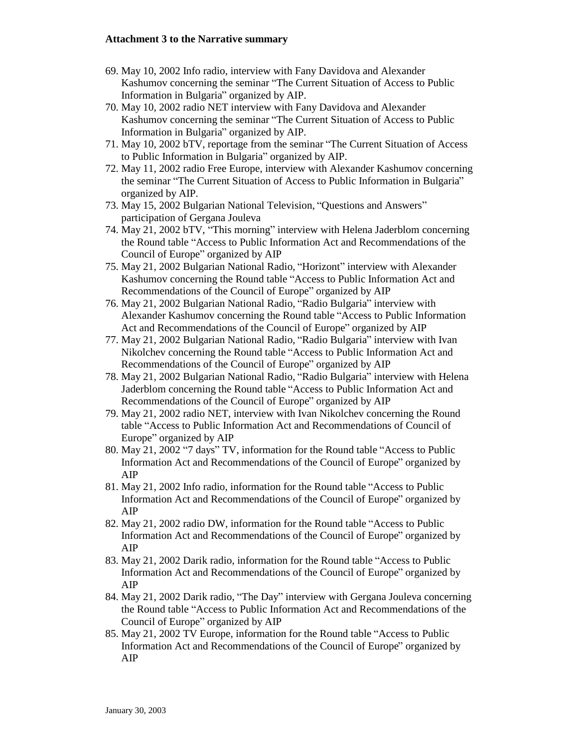**Attachment 3 to the Narrative summary**

69. May 10, 2002 Info radio, interview with Fany Davidova and Alexander Kashumov concerning the seminar "The Current Situation of Access to Public Information in Bulgaria" organized by AIP.
70. May 10, 2002 radio NET interview with Fany Davidova and Alexander Kashumov concerning the seminar "The Current Situation of Access to Public Information in Bulgaria" organized by AIP.
71. May 10, 2002 bTV, reportage from the seminar "The Current Situation of Access to Public Information in Bulgaria" organized by AIP.
72. May 11, 2002 radio Free Europe, interview with Alexander Kashumov concerning the seminar "The Current Situation of Access to Public Information in Bulgaria" organized by AIP.
73. May 15, 2002 Bulgarian National Television, "Questions and Answers" participation of Gergana Jouleva
74. May 21, 2002 bTV, "This morning" interview with Helena Jaderblom concerning the Round table "Access to Public Information Act and Recommendations of the Council of Europe" organized by AIP
75. May 21, 2002 Bulgarian National Radio, "Horizont" interview with Alexander Kashumov concerning the Round table "Access to Public Information Act and Recommendations of the Council of Europe" organized by AIP
76. May 21, 2002 Bulgarian National Radio, "Radio Bulgaria" interview with Alexander Kashumov concerning the Round table "Access to Public Information Act and Recommendations of the Council of Europe" organized by AIP
77. May 21, 2002 Bulgarian National Radio, "Radio Bulgaria" interview with Ivan Nikolchev concerning the Round table "Access to Public Information Act and Recommendations of the Council of Europe" organized by AIP
78. May 21, 2002 Bulgarian National Radio, "Radio Bulgaria" interview with Helena Jaderblom concerning the Round table "Access to Public Information Act and Recommendations of the Council of Europe" organized by AIP
79. May 21, 2002 radio NET, interview with Ivan Nikolchev concerning the Round table "Access to Public Information Act and Recommendations of Council of Europe" organized by AIP
80. May 21, 2002 "7 days" TV, information for the Round table "Access to Public Information Act and Recommendations of the Council of Europe" organized by AIP
81. May 21, 2002 Info radio, information for the Round table "Access to Public Information Act and Recommendations of the Council of Europe" organized by AIP
82. May 21, 2002 radio DW, information for the Round table "Access to Public Information Act and Recommendations of the Council of Europe" organized by AIP
83. May 21, 2002 Darik radio, information for the Round table "Access to Public Information Act and Recommendations of the Council of Europe" organized by AIP
84. May 21, 2002 Darik radio, "The Day" interview with Gergana Jouleva concerning the Round table "Access to Public Information Act and Recommendations of the Council of Europe" organized by AIP
85. May 21, 2002 TV Europe, information for the Round table "Access to Public Information Act and Recommendations of the Council of Europe" organized by AIP

January 30, 2003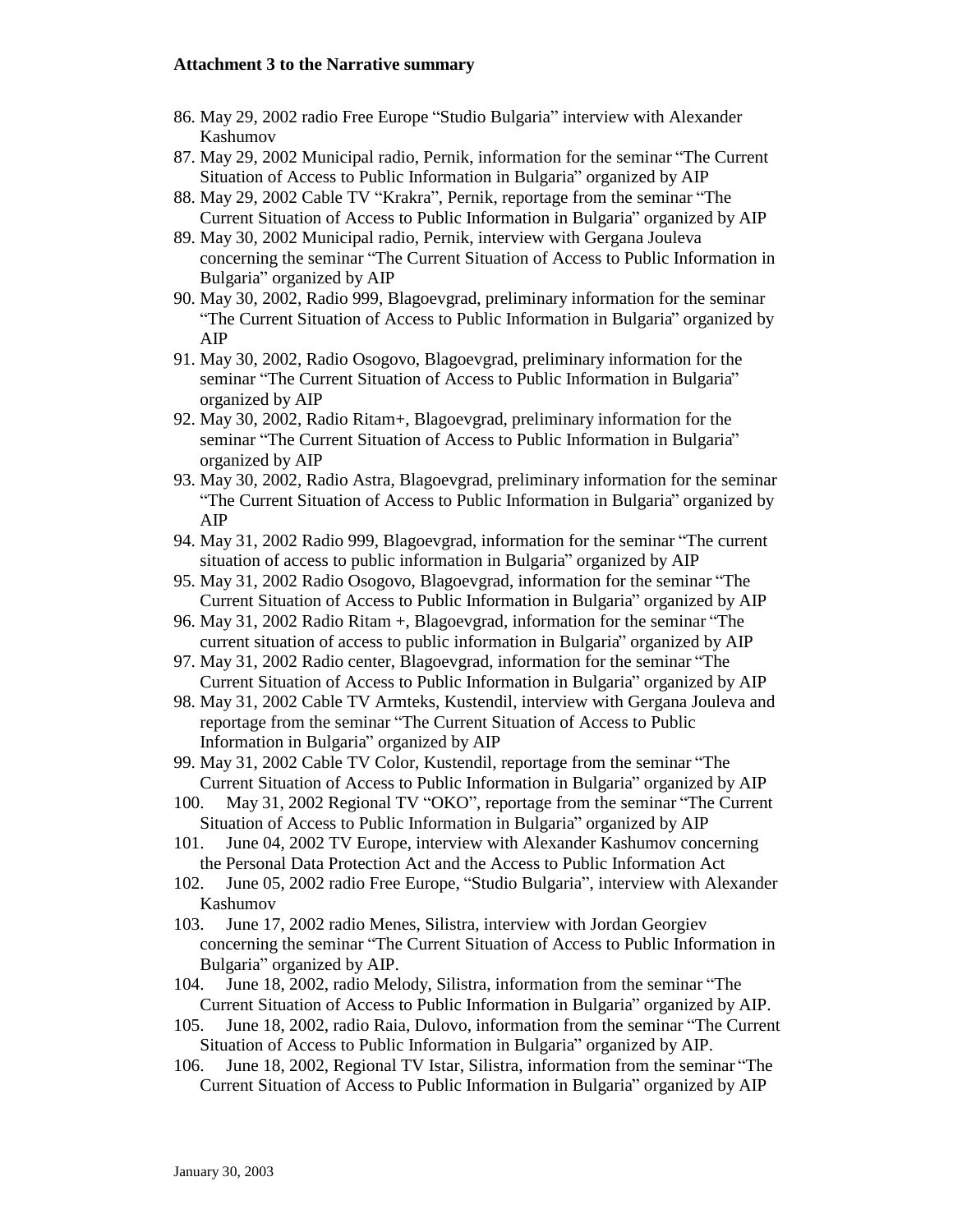**Attachment 3 to the Narrative summary**

86. May 29, 2002 radio Free Europe "Studio Bulgaria" interview with Alexander Kashumov
87. May 29, 2002 Municipal radio, Pernik, information for the seminar "The Current Situation of Access to Public Information in Bulgaria" organized by AIP
88. May 29, 2002 Cable TV "Krakra", Pernik, reportage from the seminar "The Current Situation of Access to Public Information in Bulgaria" organized by AIP
89. May 30, 2002 Municipal radio, Pernik, interview with Gergana Jouleva concerning the seminar "The Current Situation of Access to Public Information in Bulgaria" organized by AIP
90. May 30, 2002, Radio 999, Blagoevgrad, preliminary information for the seminar "The Current Situation of Access to Public Information in Bulgaria" organized by AIP
91. May 30, 2002, Radio Osogovo, Blagoevgrad, preliminary information for the seminar "The Current Situation of Access to Public Information in Bulgaria" organized by AIP
92. May 30, 2002, Radio Ritam+, Blagoevgrad, preliminary information for the seminar "The Current Situation of Access to Public Information in Bulgaria" organized by AIP
93. May 30, 2002, Radio Astra, Blagoevgrad, preliminary information for the seminar "The Current Situation of Access to Public Information in Bulgaria" organized by AIP
94. May 31, 2002 Radio 999, Blagoevgrad, information for the seminar "The current situation of access to public information in Bulgaria" organized by AIP
95. May 31, 2002 Radio Osogovo, Blagoevgrad, information for the seminar "The Current Situation of Access to Public Information in Bulgaria" organized by AIP
96. May 31, 2002 Radio Ritam +, Blagoevgrad, information for the seminar "The current situation of access to public information in Bulgaria" organized by AIP
97. May 31, 2002 Radio center, Blagoevgrad, information for the seminar "The Current Situation of Access to Public Information in Bulgaria" organized by AIP
98. May 31, 2002 Cable TV Armteks, Kustendil, interview with Gergana Jouleva and reportage from the seminar "The Current Situation of Access to Public Information in Bulgaria" organized by AIP
99. May 31, 2002 Cable TV Color, Kustendil, reportage from the seminar "The Current Situation of Access to Public Information in Bulgaria" organized by AIP
100. May 31, 2002 Regional TV "OKO", reportage from the seminar "The Current Situation of Access to Public Information in Bulgaria" organized by AIP
101. June 04, 2002 TV Europe, interview with Alexander Kashumov concerning the Personal Data Protection Act and the Access to Public Information Act
102. June 05, 2002 radio Free Europe, "Studio Bulgaria", interview with Alexander Kashumov
103. June 17, 2002 radio Menes, Silistra, interview with Jordan Georgiev concerning the seminar "The Current Situation of Access to Public Information in Bulgaria" organized by AIP.
104. June 18, 2002, radio Melody, Silistra, information from the seminar "The Current Situation of Access to Public Information in Bulgaria" organized by AIP.
105. June 18, 2002, radio Raia, Dulovo, information from the seminar "The Current Situation of Access to Public Information in Bulgaria" organized by AIP.
106. June 18, 2002, Regional TV Istar, Silistra, information from the seminar "The Current Situation of Access to Public Information in Bulgaria" organized by AIP

January 30, 2003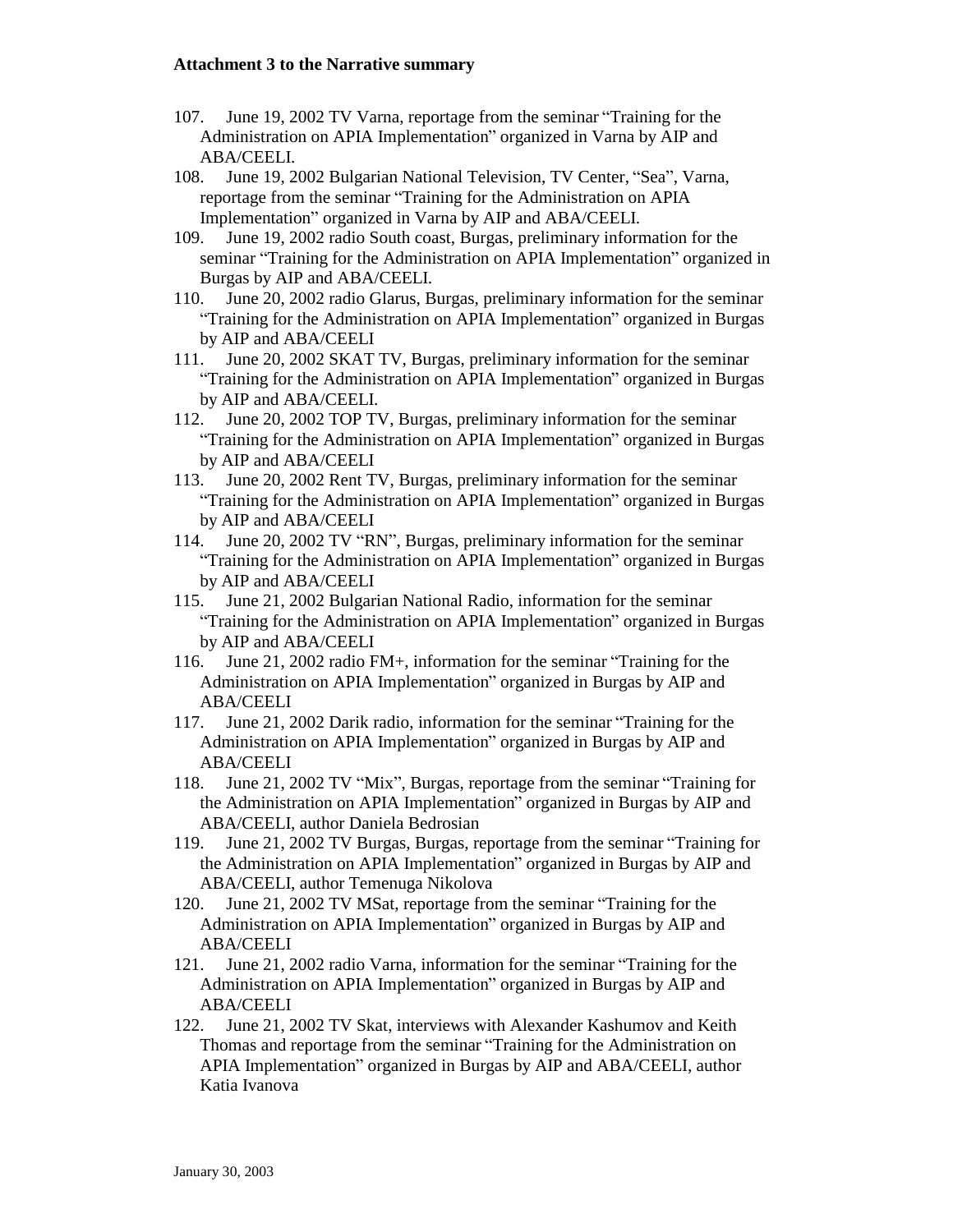**Attachment 3 to the Narrative summary**

107. June 19, 2002 TV Varna, reportage from the seminar "Training for the Administration on APIA Implementation" organized in Varna by AIP and ABA/CEELI.
108. June 19, 2002 Bulgarian National Television, TV Center, "Sea", Varna, reportage from the seminar "Training for the Administration on APIA Implementation" organized in Varna by AIP and ABA/CEELI.
109. June 19, 2002 radio South coast, Burgas, preliminary information for the seminar "Training for the Administration on APIA Implementation" organized in Burgas by AIP and ABA/CEELI.
110. June 20, 2002 radio Glarus, Burgas, preliminary information for the seminar "Training for the Administration on APIA Implementation" organized in Burgas by AIP and ABA/CEELI
111. June 20, 2002 SKAT TV, Burgas, preliminary information for the seminar "Training for the Administration on APIA Implementation" organized in Burgas by AIP and ABA/CEELI.
112. June 20, 2002 TOP TV, Burgas, preliminary information for the seminar "Training for the Administration on APIA Implementation" organized in Burgas by AIP and ABA/CEELI
113. June 20, 2002 Rent TV, Burgas, preliminary information for the seminar "Training for the Administration on APIA Implementation" organized in Burgas by AIP and ABA/CEELI
114. June 20, 2002 TV "RN", Burgas, preliminary information for the seminar "Training for the Administration on APIA Implementation" organized in Burgas by AIP and ABA/CEELI
115. June 21, 2002 Bulgarian National Radio, information for the seminar "Training for the Administration on APIA Implementation" organized in Burgas by AIP and ABA/CEELI
116. June 21, 2002 radio FM+, information for the seminar "Training for the Administration on APIA Implementation" organized in Burgas by AIP and ABA/CEELI
117. June 21, 2002 Darik radio, information for the seminar "Training for the Administration on APIA Implementation" organized in Burgas by AIP and ABA/CEELI
118. June 21, 2002 TV "Mix", Burgas, reportage from the seminar "Training for the Administration on APIA Implementation" organized in Burgas by AIP and ABA/CEELI, author Daniela Bedrosian
119. June 21, 2002 TV Burgas, Burgas, reportage from the seminar "Training for the Administration on APIA Implementation" organized in Burgas by AIP and ABA/CEELI, author Temenuga Nikolova
120. June 21, 2002 TV MSat, reportage from the seminar "Training for the Administration on APIA Implementation" organized in Burgas by AIP and ABA/CEELI
121. June 21, 2002 radio Varna, information for the seminar "Training for the Administration on APIA Implementation" organized in Burgas by AIP and ABA/CEELI
122. June 21, 2002 TV Skat, interviews with Alexander Kashumov and Keith Thomas and reportage from the seminar "Training for the Administration on APIA Implementation" organized in Burgas by AIP and ABA/CEELI, author Katia Ivanova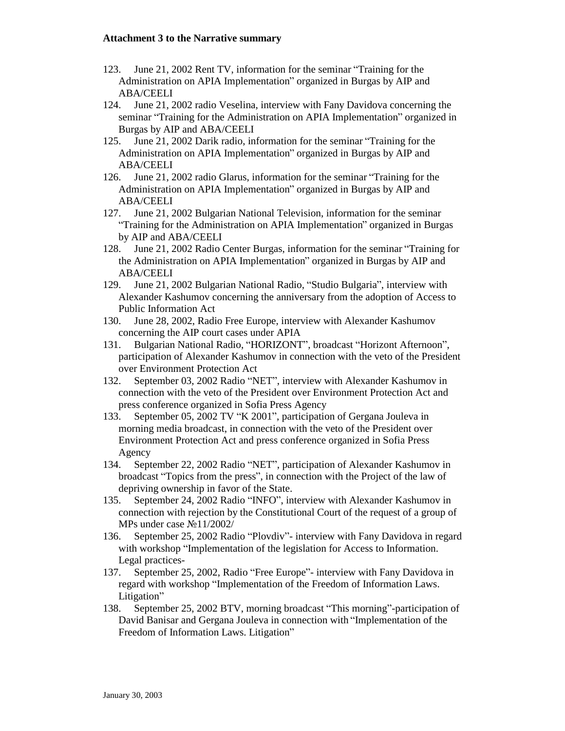**Attachment 3 to the Narrative summary**

123. June 21, 2002 Rent TV, information for the seminar "Training for the Administration on APIA Implementation" organized in Burgas by AIP and ABA/CEELI
124. June 21, 2002 radio Veselina, interview with Fany Davidova concerning the seminar "Training for the Administration on APIA Implementation" organized in Burgas by AIP and ABA/CEELI
125. June 21, 2002 Darik radio, information for the seminar "Training for the Administration on APIA Implementation" organized in Burgas by AIP and ABA/CEELI
126. June 21, 2002 radio Glarus, information for the seminar "Training for the Administration on APIA Implementation" organized in Burgas by AIP and ABA/CEELI
127. June 21, 2002 Bulgarian National Television, information for the seminar "Training for the Administration on APIA Implementation" organized in Burgas by AIP and ABA/CEELI
128. June 21, 2002 Radio Center Burgas, information for the seminar "Training for the Administration on APIA Implementation" organized in Burgas by AIP and ABA/CEELI
129. June 21, 2002 Bulgarian National Radio, "Studio Bulgaria", interview with Alexander Kashumov concerning the anniversary from the adoption of Access to Public Information Act
130. June 28, 2002, Radio Free Europe, interview with Alexander Kashumov concerning the AIP court cases under APIA
131. Bulgarian National Radio, "HORIZONT", broadcast "Horizont Afternoon", participation of Alexander Kashumov in connection with the veto of the President over Environment Protection Act
132. September 03, 2002 Radio "NET", interview with Alexander Kashumov in connection with the veto of the President over Environment Protection Act and press conference organized in Sofia Press Agency
133. September 05, 2002 TV "K 2001", participation of Gergana Jouleva in morning media broadcast, in connection with the veto of the President over Environment Protection Act and press conference organized in Sofia Press Agency
134. September 22, 2002 Radio "NET", participation of Alexander Kashumov in broadcast "Topics from the press", in connection with the Project of the law of depriving ownership in favor of the State.
135. September 24, 2002 Radio "INFO", interview with Alexander Kashumov in connection with rejection by the Constitutional Court of the request of a group of MPs under case №11/2002/
136. September 25, 2002 Radio "Plovdiv"- interview with Fany Davidova in regard with workshop "Implementation of the legislation for Access to Information. Legal practices-
137. September 25, 2002, Radio "Free Europe"- interview with Fany Davidova in regard with workshop "Implementation of the Freedom of Information Laws. Litigation"
138. September 25, 2002 BTV, morning broadcast "This morning"-participation of David Banisar and Gergana Jouleva in connection with "Implementation of the Freedom of Information Laws. Litigation"

January 30, 2003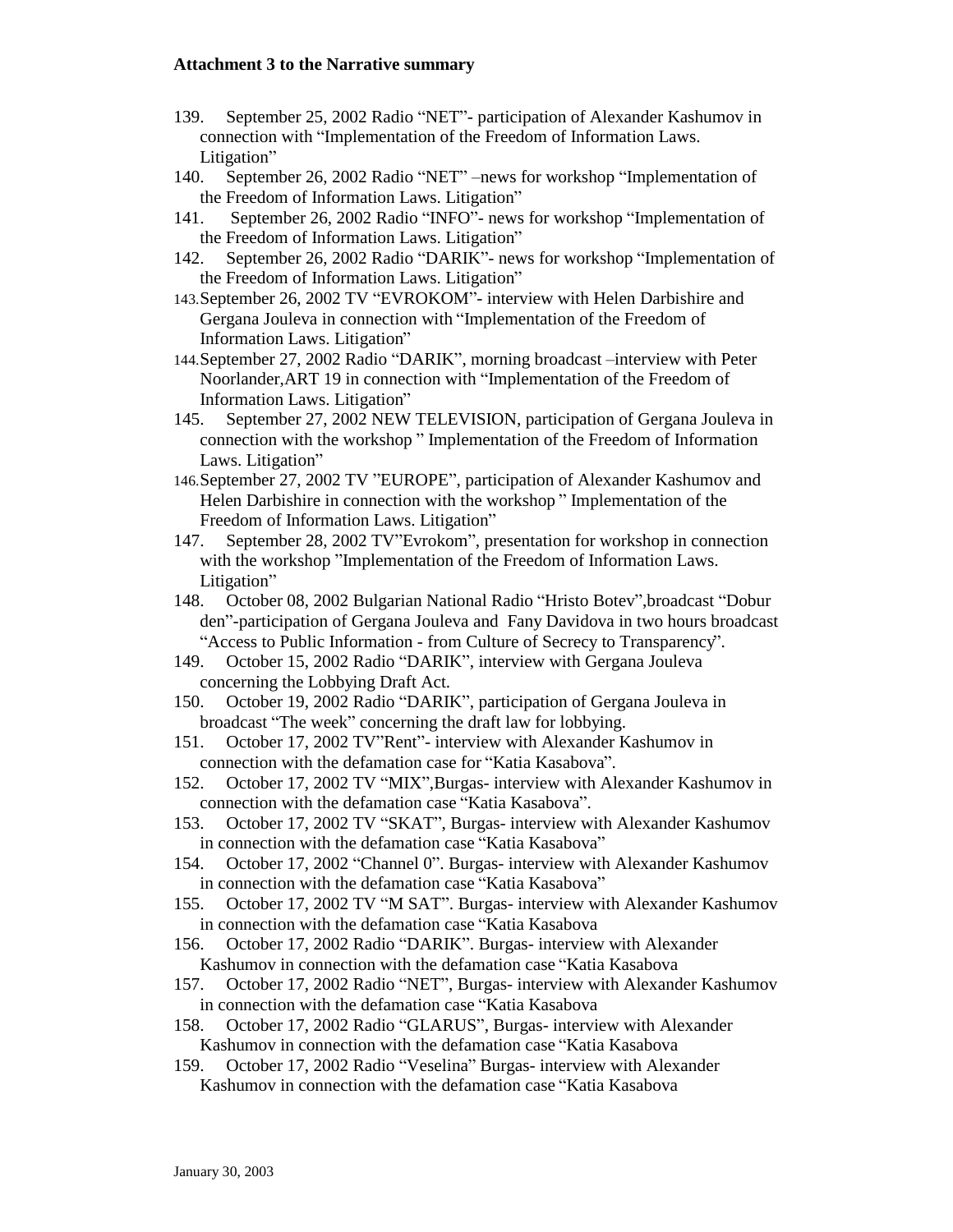**Attachment 3 to the Narrative summary**

139. September 25, 2002 Radio "NET"- participation of Alexander Kashumov in connection with "Implementation of the Freedom of Information Laws. Litigation"
140. September 26, 2002 Radio "NET" –news for workshop "Implementation of the Freedom of Information Laws. Litigation"
141. September 26, 2002 Radio "INFO"- news for workshop "Implementation of the Freedom of Information Laws. Litigation"
142. September 26, 2002 Radio "DARIK"- news for workshop "Implementation of the Freedom of Information Laws. Litigation"
143. September 26, 2002 TV "EVROKOM"- interview with Helen Darbishire and Gergana Jouleva in connection with "Implementation of the Freedom of Information Laws. Litigation"
144. September 27, 2002 Radio "DARIK", morning broadcast –interview with Peter Noorlander,ART 19 in connection with "Implementation of the Freedom of Information Laws. Litigation"
145. September 27, 2002 NEW TELEVISION, participation of Gergana Jouleva in connection with the workshop " Implementation of the Freedom of Information Laws. Litigation"
146. September 27, 2002 TV "EUROPE", participation of Alexander Kashumov and Helen Darbishire in connection with the workshop " Implementation of the Freedom of Information Laws. Litigation"
147. September 28, 2002 TV"Evrokom", presentation for workshop in connection with the workshop "Implementation of the Freedom of Information Laws. Litigation"
148. October 08, 2002 Bulgarian National Radio "Hristo Botev",broadcast "Dobur den"-participation of Gergana Jouleva and Fany Davidova in two hours broadcast "Access to Public Information - from Culture of Secrecy to Transparency".
149. October 15, 2002 Radio "DARIK", interview with Gergana Jouleva concerning the Lobbying Draft Act.
150. October 19, 2002 Radio "DARIK", participation of Gergana Jouleva in broadcast "The week" concerning the draft law for lobbying.
151. October 17, 2002 TV"Rent"- interview with Alexander Kashumov in connection with the defamation case for "Katia Kasabova".
152. October 17, 2002 TV "MIX",Burgas- interview with Alexander Kashumov in connection with the defamation case "Katia Kasabova".
153. October 17, 2002 TV "SKAT", Burgas- interview with Alexander Kashumov in connection with the defamation case "Katia Kasabova"
154. October 17, 2002 "Channel 0". Burgas- interview with Alexander Kashumov in connection with the defamation case "Katia Kasabova"
155. October 17, 2002 TV "M SAT". Burgas- interview with Alexander Kashumov in connection with the defamation case "Katia Kasabova
156. October 17, 2002 Radio "DARIK". Burgas- interview with Alexander Kashumov in connection with the defamation case "Katia Kasabova
157. October 17, 2002 Radio "NET", Burgas- interview with Alexander Kashumov in connection with the defamation case "Katia Kasabova
158. October 17, 2002 Radio "GLARUS", Burgas- interview with Alexander Kashumov in connection with the defamation case "Katia Kasabova
159. October 17, 2002 Radio "Veselina" Burgas- interview with Alexander Kashumov in connection with the defamation case "Katia Kasabova

January 30, 2003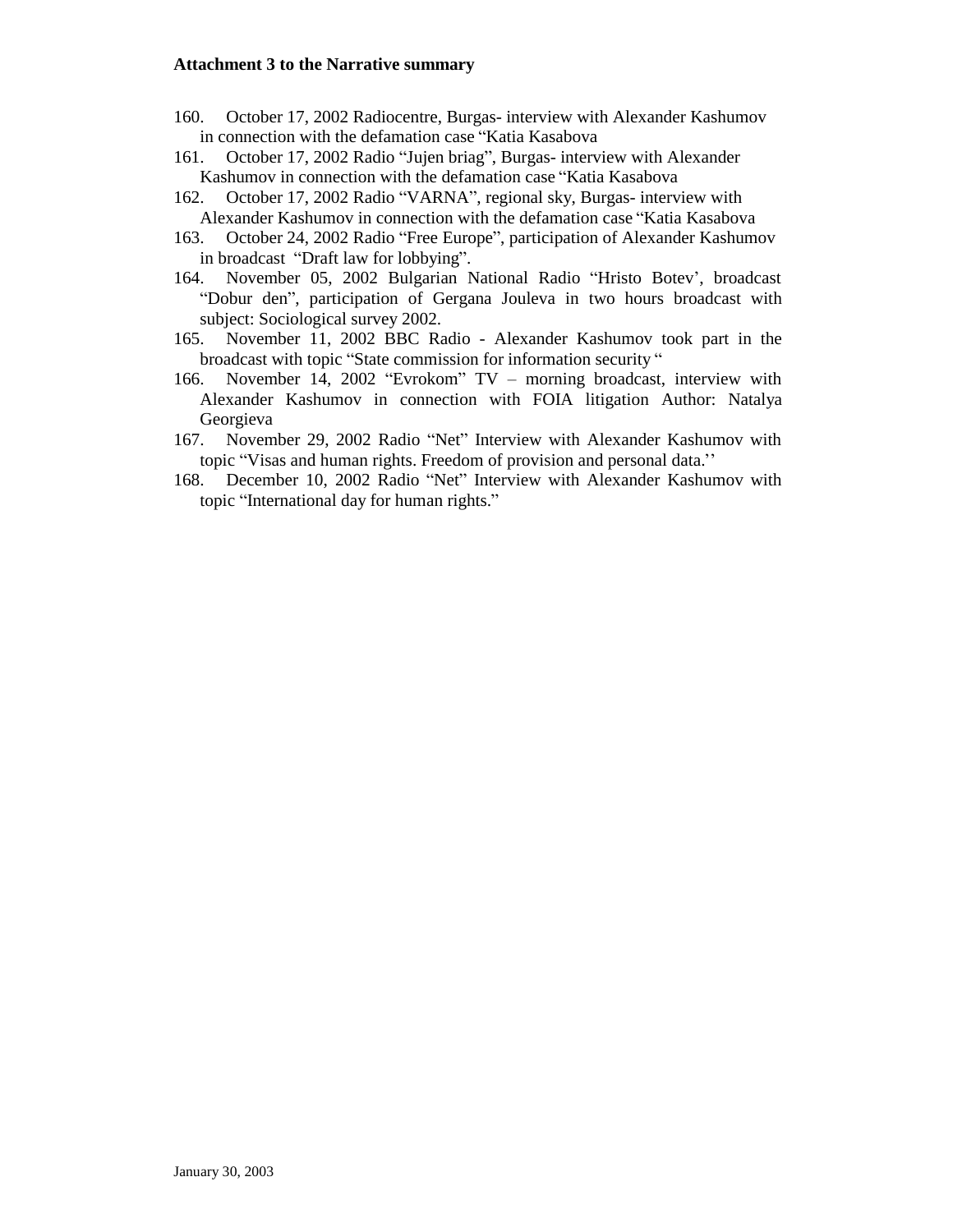**Attachment 3 to the Narrative summary**

160. October 17, 2002 Radiocentre, Burgas- interview with Alexander Kashumov in connection with the defamation case "Katia Kasabova
161. October 17, 2002 Radio "Jujen briag", Burgas- interview with Alexander Kashumov in connection with the defamation case "Katia Kasabova
162. October 17, 2002 Radio "VARNA", regional sky, Burgas- interview with Alexander Kashumov in connection with the defamation case "Katia Kasabova
163. October 24, 2002 Radio "Free Europe", participation of Alexander Kashumov in broadcast "Draft law for lobbying".
164. November 05, 2002 Bulgarian National Radio "Hristo Botev', broadcast "Dobur den", participation of Gergana Jouleva in two hours broadcast with subject: Sociological survey 2002.
165. November 11, 2002 BBC Radio - Alexander Kashumov took part in the broadcast with topic "State commission for information security "
166. November 14, 2002 "Evrokom" TV – morning broadcast, interview with Alexander Kashumov in connection with FOIA litigation Author: Natalya Georgieva
167. November 29, 2002 Radio "Net" Interview with Alexander Kashumov with topic "Visas and human rights. Freedom of provision and personal data.''
168. December 10, 2002 Radio "Net" Interview with Alexander Kashumov with topic "International day for human rights."

January 30, 2003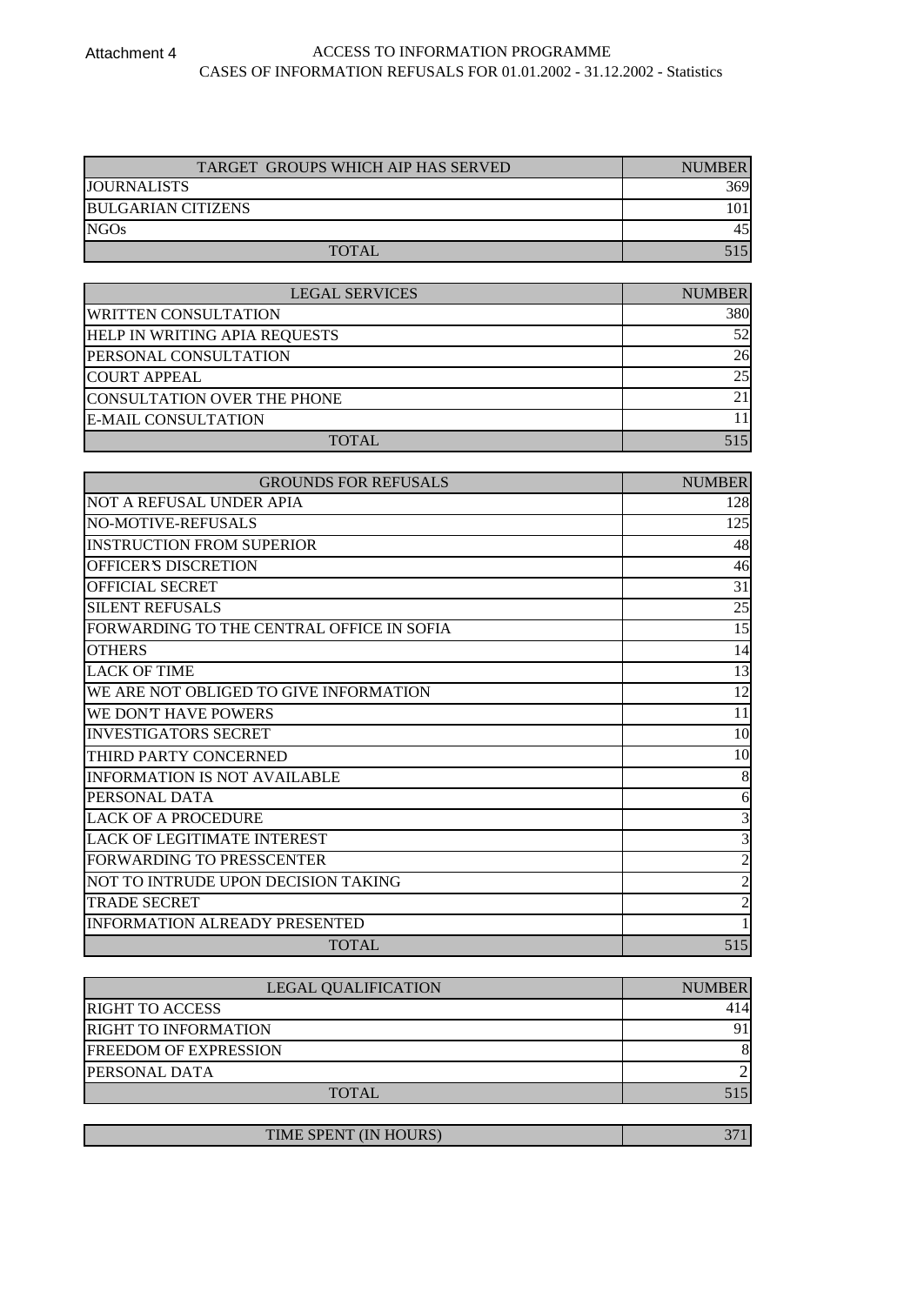Attachment 4

ACCESS TO INFORMATION PROGRAMME
CASES OF INFORMATION REFUSALS FOR 01.01.2002 - 31.12.2002 - Statistics

| TARGET GROUPS WHICH AIP HAS SERVED | NUMBER |
|---|---|
| JOURNALISTS | 369 |
| BULGARIAN CITIZENS | 101 |
| NGOs | 45 |
| TOTAL | 515 |

| LEGAL SERVICES | NUMBER |
|---|---|
| WRITTEN CONSULTATION | 380 |
| HELP IN WRITING APIA REQUESTS | 52 |
| PERSONAL CONSULTATION | 26 |
| COURT APPEAL | 25 |
| CONSULTATION OVER THE PHONE | 21 |
| E-MAIL CONSULTATION | 11 |
| TOTAL | 515 |

| GROUNDS FOR REFUSALS | NUMBER |
|---|---|
| NOT A REFUSAL UNDER APIA | 128 |
| NO-MOTIVE-REFUSALS | 125 |
| INSTRUCTION FROM SUPERIOR | 48 |
| OFFICER'S DISCRETION | 46 |
| OFFICIAL SECRET | 31 |
| SILENT REFUSALS | 25 |
| FORWARDING TO THE CENTRAL OFFICE IN SOFIA | 15 |
| OTHERS | 14 |
| LACK OF TIME | 13 |
| WE ARE NOT OBLIGED TO GIVE INFORMATION | 12 |
| WE DON'T HAVE POWERS | 11 |
| INVESTIGATORS SECRET | 10 |
| THIRD PARTY CONCERNED | 10 |
| INFORMATION IS NOT AVAILABLE | 8 |
| PERSONAL DATA | 6 |
| LACK OF A PROCEDURE | 3 |
| LACK OF LEGITIMATE INTEREST | 3 |
| FORWARDING TO PRESSCENTER | 2 |
| NOT TO INTRUDE UPON DECISION TAKING | 2 |
| TRADE SECRET | 2 |
| INFORMATION ALREADY PRESENTED | 1 |
| TOTAL | 515 |

| LEGAL QUALIFICATION | NUMBER |
|---|---|
| RIGHT TO ACCESS | 414 |
| RIGHT TO INFORMATION | 91 |
| FREEDOM OF EXPRESSION | 8 |
| PERSONAL DATA | 2 |
| TOTAL | 515 |

| TIME SPENT (IN HOURS) | 371 |
|---|---|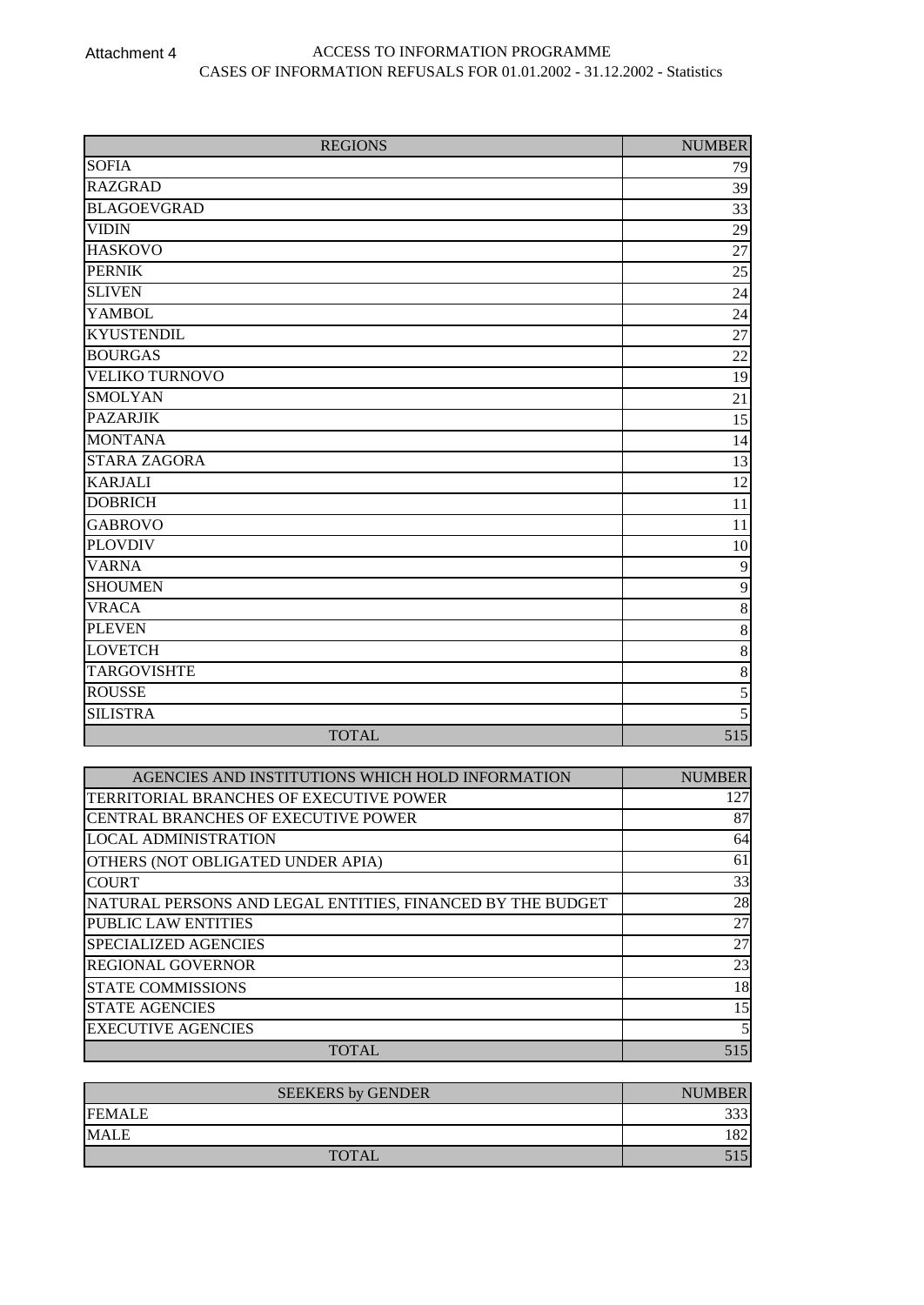Attachment 4

ACCESS TO INFORMATION PROGRAMME

CASES OF INFORMATION REFUSALS FOR 01.01.2002 - 31.12.2002 - Statistics

| REGIONS | NUMBER |
|---|---|
| SOFIA | 79 |
| RAZGRAD | 39 |
| BLAGOEVGRAD | 33 |
| VIDIN | 29 |
| HASKOVO | 27 |
| PERNIK | 25 |
| SLIVEN | 24 |
| YAMBOL | 24 |
| KYUSTENDIL | 27 |
| BOURGAS | 22 |
| VELIKO TURNOVO | 19 |
| SMOLYAN | 21 |
| PAZARJIK | 15 |
| MONTANA | 14 |
| STARA ZAGORA | 13 |
| KARJALI | 12 |
| DOBRICH | 11 |
| GABROVO | 11 |
| PLOVDIV | 10 |
| VARNA | 9 |
| SHOUMEN | 9 |
| VRACA | 8 |
| PLEVEN | 8 |
| LOVETCH | 8 |
| TARGOVISHTE | 8 |
| ROUSSE | 5 |
| SILISTRA | 5 |
| TOTAL | 515 |

| AGENCIES AND INSTITUTIONS WHICH HOLD INFORMATION | NUMBER |
|---|---|
| TERRITORIAL BRANCHES OF EXECUTIVE POWER | 127 |
| CENTRAL BRANCHES OF EXECUTIVE POWER | 87 |
| LOCAL ADMINISTRATION | 64 |
| OTHERS (NOT OBLIGATED UNDER APIA) | 61 |
| COURT | 33 |
| NATURAL PERSONS AND LEGAL ENTITIES, FINANCED BY THE BUDGET | 28 |
| PUBLIC LAW ENTITIES | 27 |
| SPECIALIZED AGENCIES | 27 |
| REGIONAL GOVERNOR | 23 |
| STATE COMMISSIONS | 18 |
| STATE AGENCIES | 15 |
| EXECUTIVE AGENCIES | 5 |
| TOTAL | 515 |

| SEEKERS by GENDER | NUMBER |
|---|---|
| FEMALE | 333 |
| MALE | 182 |
| TOTAL | 515 |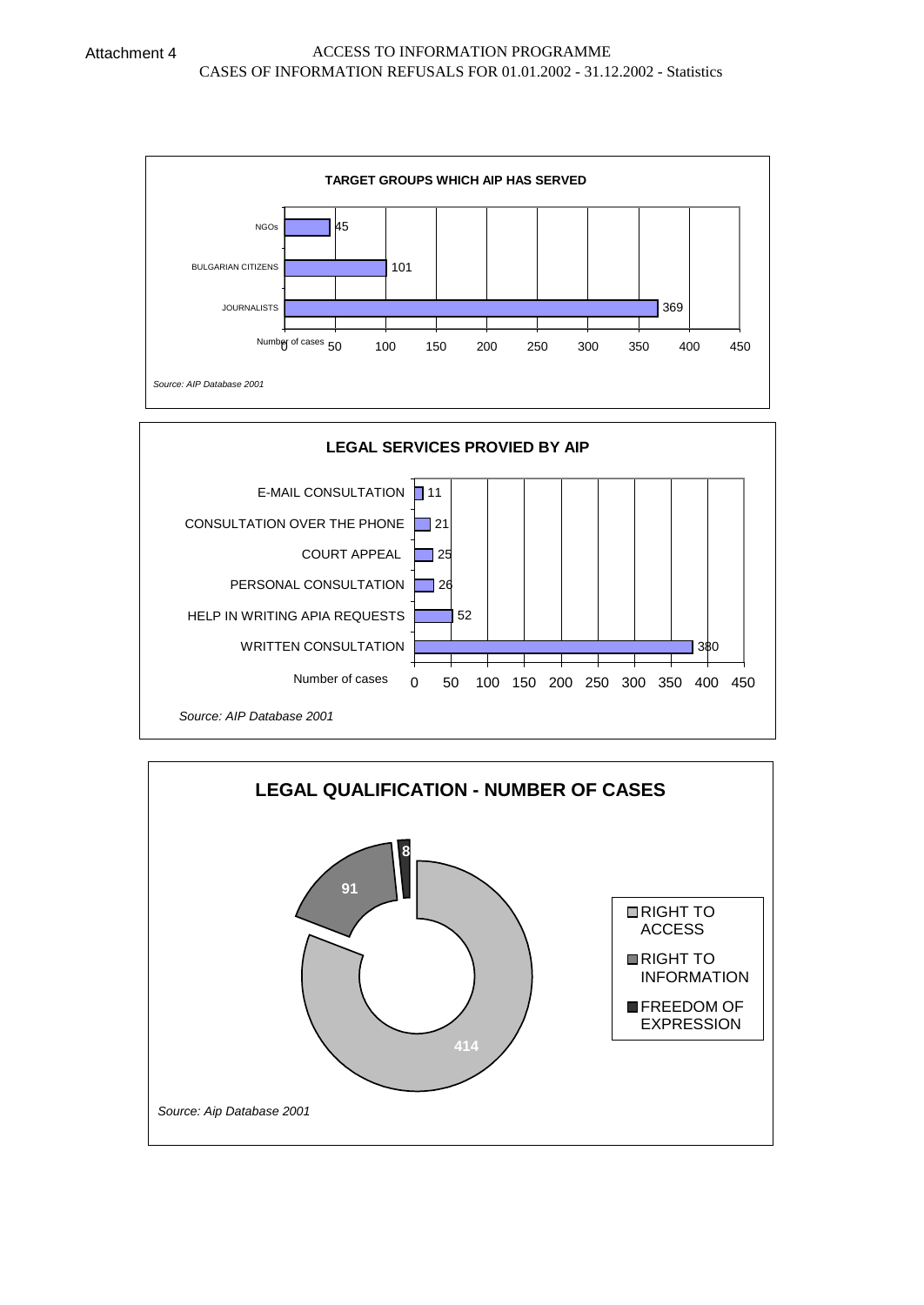Attachment 4

ACCESS TO INFORMATION PROGRAMME
CASES OF INFORMATION REFUSALS FOR 01.01.2002 - 31.12.2002 - Statistics

**TARGET GROUPS WHICH AIP HAS SERVED**

| Target group | Number of cases |
|---|---|
| NGOs | 45 |
| BULGARIAN CITIZENS | 101 |
| JOURNALISTS | 369 |

*Source: AIP Database 2001*

**LEGAL SERVICES PROVIED BY AIP**

| Legal service | Number of cases |
|---|---|
| E-MAIL CONSULTATION | 11 |
| CONSULTATION OVER THE PHONE | 21 |
| COURT APPEAL | 25 |
| PERSONAL CONSULTATION | 26 |
| HELP IN WRITING APIA REQUESTS | 52 |
| WRITTEN CONSULTATION | 380 |

*Source: AIP Database 2001*

**LEGAL QUALIFICATION - NUMBER OF CASES**

| Legal qualification | Number of cases |
|---|---|
| RIGHT TO ACCESS | 414 |
| RIGHT TO INFORMATION | 91 |
| FREEDOM OF EXPRESSION | 8 |

*Source: Aip Database 2001*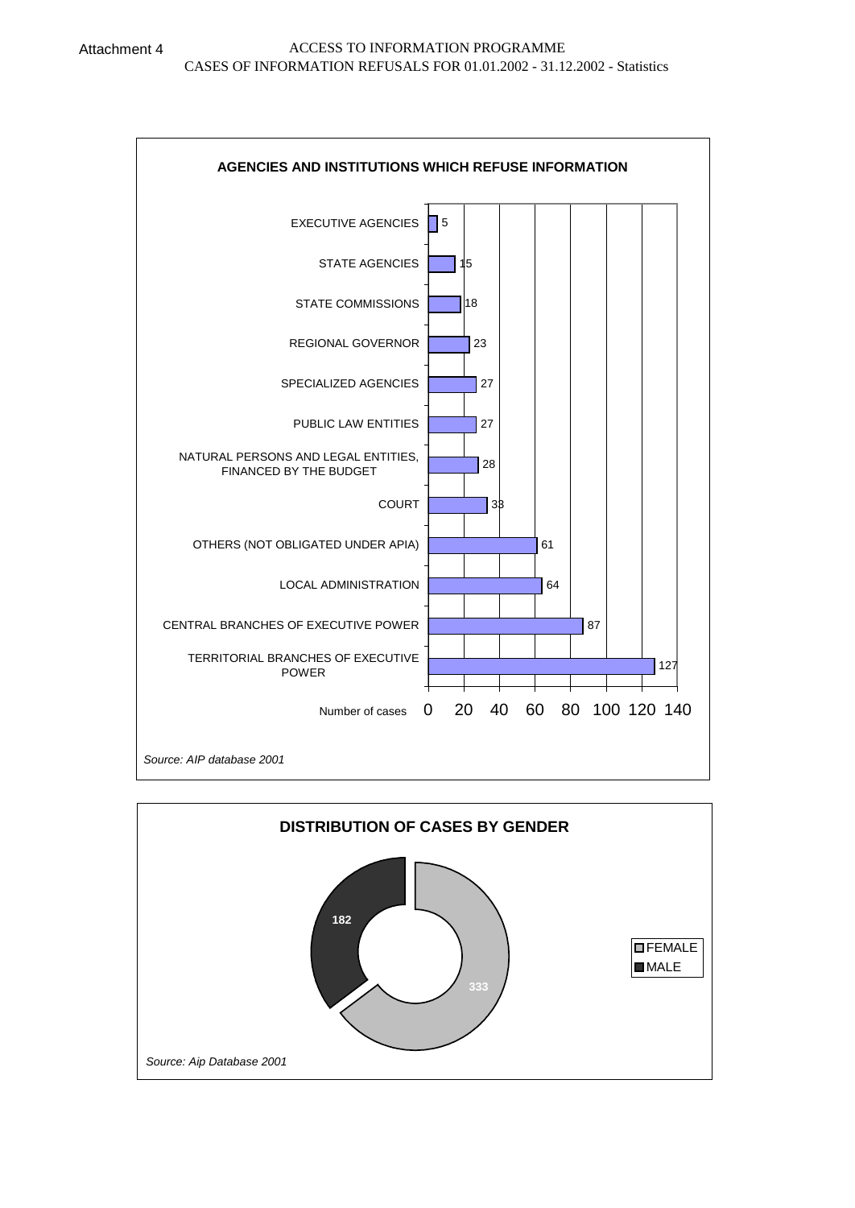Attachment 4

ACCESS TO INFORMATION PROGRAMME
CASES OF INFORMATION REFUSALS FOR 01.01.2002 - 31.12.2002 - Statistics

## AGENCIES AND INSTITUTIONS WHICH REFUSE INFORMATION

| Agency / Institution | Number of cases |
|---|---|
| EXECUTIVE AGENCIES | 5 |
| STATE AGENCIES | 15 |
| STATE COMMISSIONS | 18 |
| REGIONAL GOVERNOR | 23 |
| SPECIALIZED AGENCIES | 27 |
| PUBLIC LAW ENTITIES | 27 |
| NATURAL PERSONS AND LEGAL ENTITIES, FINANCED BY THE BUDGET | 28 |
| COURT | 33 |
| OTHERS (NOT OBLIGATED UNDER APIA) | 61 |
| LOCAL ADMINISTRATION | 64 |
| CENTRAL BRANCHES OF EXECUTIVE POWER | 87 |
| TERRITORIAL BRANCHES OF EXECUTIVE POWER | 127 |

*Source: AIP database 2001*

## DISTRIBUTION OF CASES BY GENDER

| Gender | Cases |
|---|---|
| FEMALE | 333 |
| MALE | 182 |

*Source: Aip Database 2001*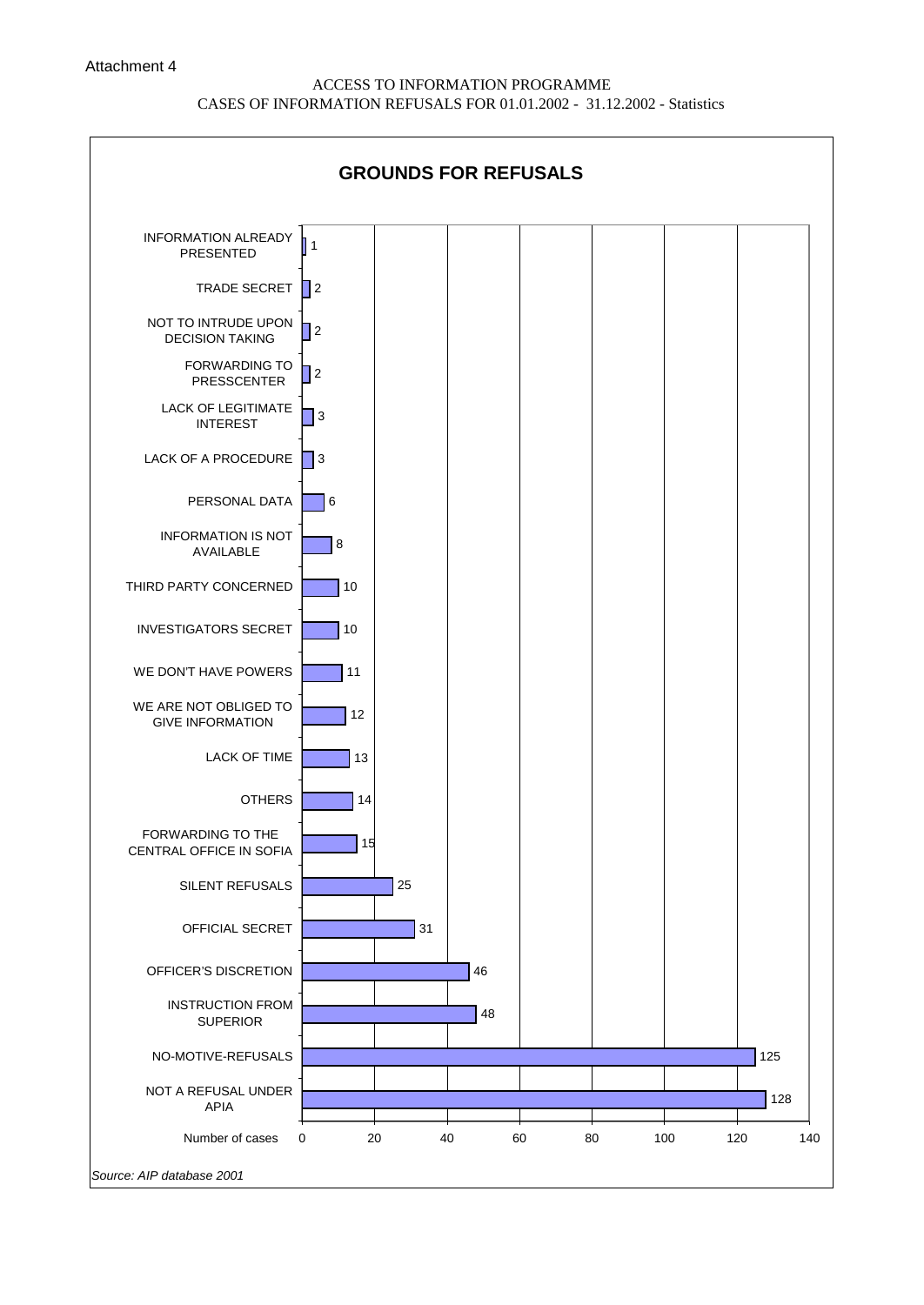Attachment 4

ACCESS TO INFORMATION PROGRAMME
CASES OF INFORMATION REFUSALS FOR 01.01.2002 - 31.12.2002 - Statistics

## GROUNDS FOR REFUSALS

| Ground | Number of cases |
|---|---|
| INFORMATION ALREADY PRESENTED | 1 |
| TRADE SECRET | 2 |
| NOT TO INTRUDE UPON DECISION TAKING | 2 |
| FORWARDING TO PRESSCENTER | 2 |
| LACK OF LEGITIMATE INTEREST | 3 |
| LACK OF A PROCEDURE | 3 |
| PERSONAL DATA | 6 |
| INFORMATION IS NOT AVAILABLE | 8 |
| THIRD PARTY CONCERNED | 10 |
| INVESTIGATORS SECRET | 10 |
| WE DON'T HAVE POWERS | 11 |
| WE ARE NOT OBLIGED TO GIVE INFORMATION | 12 |
| LACK OF TIME | 13 |
| OTHERS | 14 |
| FORWARDING TO THE CENTRAL OFFICE IN SOFIA | 15 |
| SILENT REFUSALS | 25 |
| OFFICIAL SECRET | 31 |
| OFFICER'S DISCRETION | 46 |
| INSTRUCTION FROM SUPERIOR | 48 |
| NO-MOTIVE-REFUSALS | 125 |
| NOT A REFUSAL UNDER APIA | 128 |

*Source: AIP database 2001*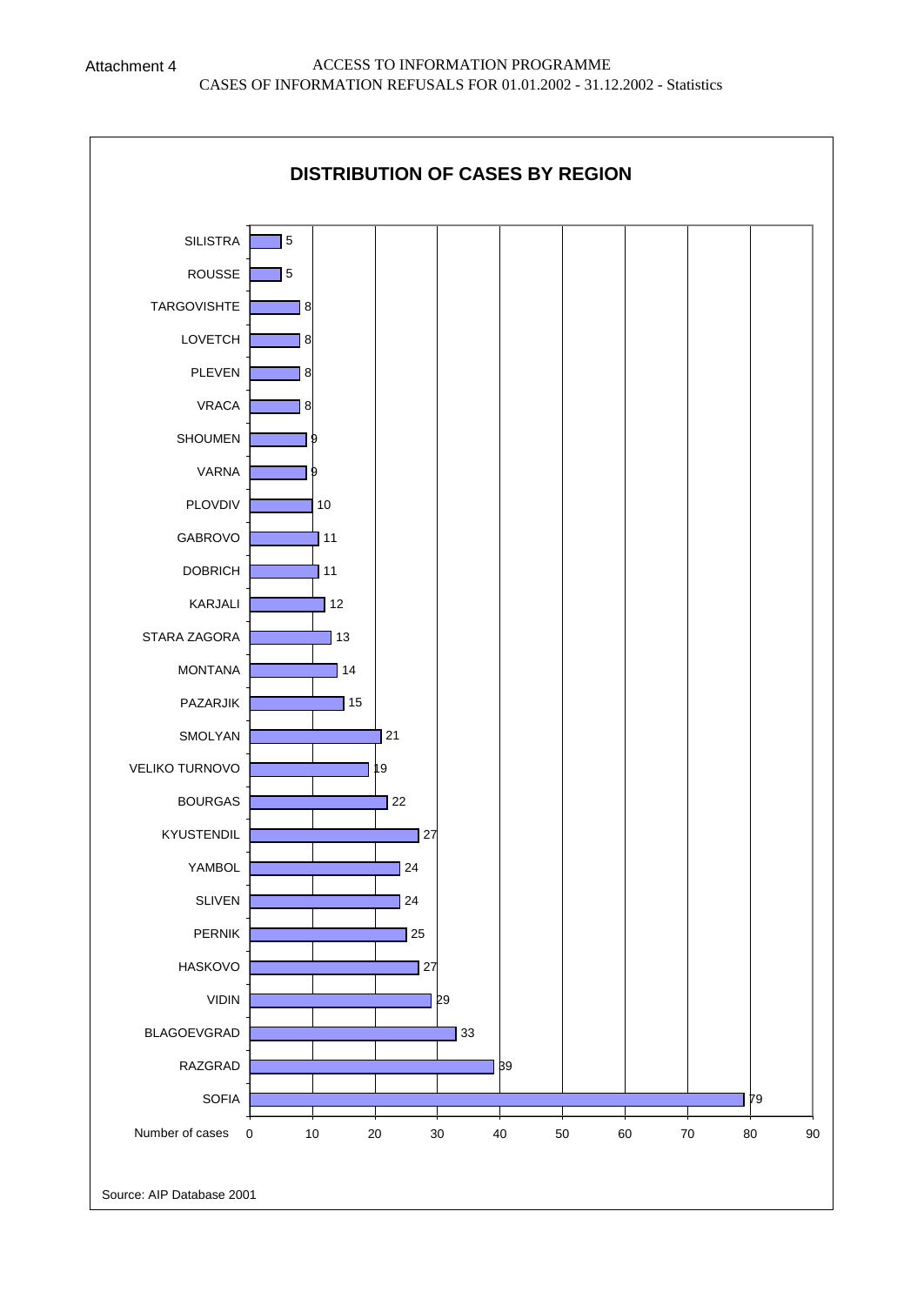Attachment 4

ACCESS TO INFORMATION PROGRAMME
CASES OF INFORMATION REFUSALS FOR 01.01.2002 - 31.12.2002 - Statistics

**DISTRIBUTION OF CASES BY REGION**

SILISTRA 5
ROUSSE 5
TARGOVISHTE 8
LOVETCH 8
PLEVEN 8
VRACA 8
SHOUMEN 9
VARNA 9
PLOVDIV 10
GABROVO 11
DOBRICH 11
KARJALI 12
STARA ZAGORA 13
MONTANA 14
PAZARJIK 15
SMOLYAN 21
VELIKO TURNOVO 19
BOURGAS 22
KYUSTENDIL 27
YAMBOL 24
SLIVEN 24
PERNIK 25
HASKOVO 27
VIDIN 29
BLAGOEVGRAD 33
RAZGRAD 39
SOFIA 79

Number of cases 0 10 20 30 40 50 60 70 80 90

Source: AIP Database 2001